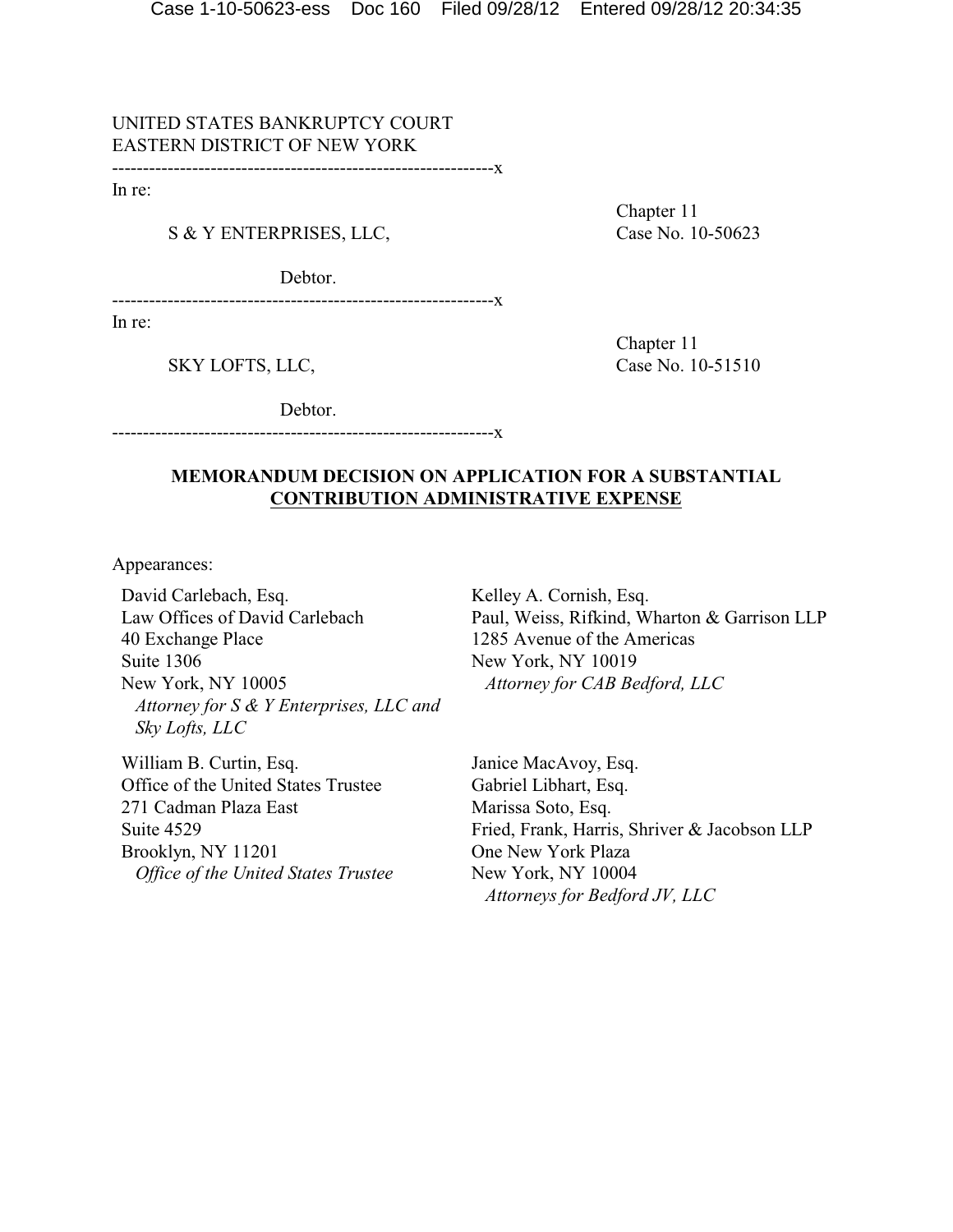UNITED STATES BANKRUPTCY COURT
EASTERN DISTRICT OF NEW YORK

---------------------------------------------------------------x

In re:

S & Y ENTERPRISES, LLC,

Debtor.

Chapter 11
Case No. 10-50623

---------------------------------------------------------------x

In re:

SKY LOFTS, LLC,

Debtor.

Chapter 11
Case No. 10-51510

---------------------------------------------------------------x

**MEMORANDUM DECISION ON APPLICATION FOR A SUBSTANTIAL CONTRIBUTION ADMINISTRATIVE EXPENSE**

Appearances:

David Carlebach, Esq.
Law Offices of David Carlebach
40 Exchange Place
Suite 1306
New York, NY 10005
*Attorney for S & Y Enterprises, LLC and Sky Lofts, LLC*

Kelley A. Cornish, Esq.
Paul, Weiss, Rifkind, Wharton & Garrison LLP
1285 Avenue of the Americas
New York, NY 10019
*Attorney for CAB Bedford, LLC*

William B. Curtin, Esq.
Office of the United States Trustee
271 Cadman Plaza East
Suite 4529
Brooklyn, NY 11201
*Office of the United States Trustee*

Janice MacAvoy, Esq.
Gabriel Libhart, Esq.
Marissa Soto, Esq.
Fried, Frank, Harris, Shriver & Jacobson LLP
One New York Plaza
New York, NY 10004
*Attorneys for Bedford JV, LLC*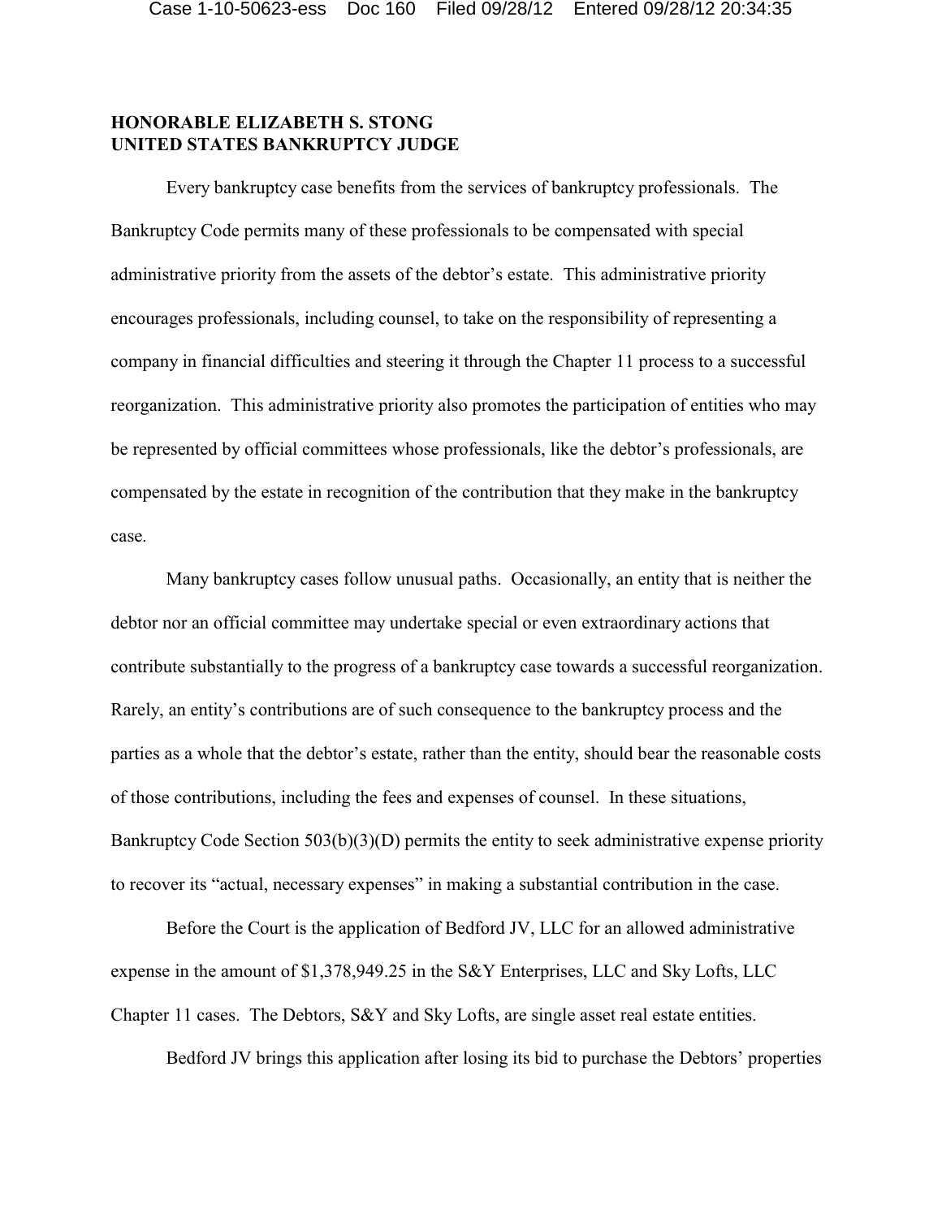**HONORABLE ELIZABETH S. STONG**
**UNITED STATES BANKRUPTCY JUDGE**

Every bankruptcy case benefits from the services of bankruptcy professionals. The Bankruptcy Code permits many of these professionals to be compensated with special administrative priority from the assets of the debtor's estate. This administrative priority encourages professionals, including counsel, to take on the responsibility of representing a company in financial difficulties and steering it through the Chapter 11 process to a successful reorganization. This administrative priority also promotes the participation of entities who may be represented by official committees whose professionals, like the debtor's professionals, are compensated by the estate in recognition of the contribution that they make in the bankruptcy case.

Many bankruptcy cases follow unusual paths. Occasionally, an entity that is neither the debtor nor an official committee may undertake special or even extraordinary actions that contribute substantially to the progress of a bankruptcy case towards a successful reorganization. Rarely, an entity's contributions are of such consequence to the bankruptcy process and the parties as a whole that the debtor's estate, rather than the entity, should bear the reasonable costs of those contributions, including the fees and expenses of counsel. In these situations, Bankruptcy Code Section 503(b)(3)(D) permits the entity to seek administrative expense priority to recover its "actual, necessary expenses" in making a substantial contribution in the case.

Before the Court is the application of Bedford JV, LLC for an allowed administrative expense in the amount of $1,378,949.25 in the S&Y Enterprises, LLC and Sky Lofts, LLC Chapter 11 cases. The Debtors, S&Y and Sky Lofts, are single asset real estate entities.

Bedford JV brings this application after losing its bid to purchase the Debtors' properties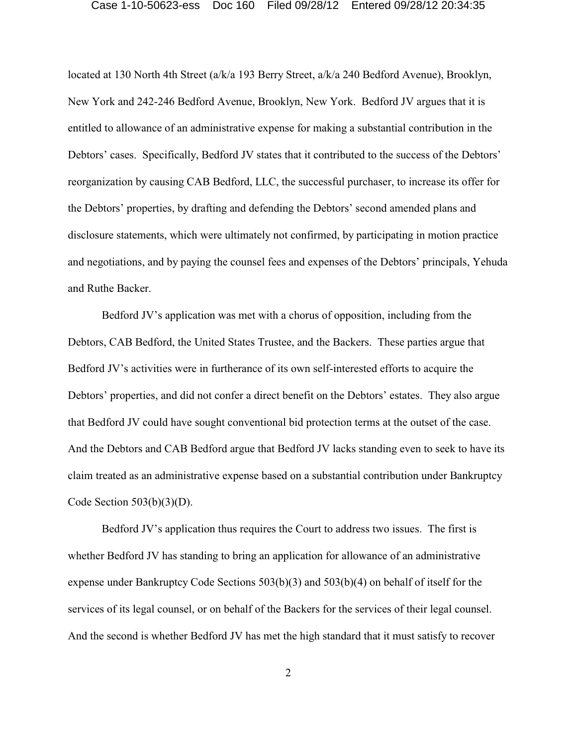located at 130 North 4th Street (a/k/a 193 Berry Street, a/k/a 240 Bedford Avenue), Brooklyn, New York and 242-246 Bedford Avenue, Brooklyn, New York. Bedford JV argues that it is entitled to allowance of an administrative expense for making a substantial contribution in the Debtors' cases. Specifically, Bedford JV states that it contributed to the success of the Debtors' reorganization by causing CAB Bedford, LLC, the successful purchaser, to increase its offer for the Debtors' properties, by drafting and defending the Debtors' second amended plans and disclosure statements, which were ultimately not confirmed, by participating in motion practice and negotiations, and by paying the counsel fees and expenses of the Debtors' principals, Yehuda and Ruthe Backer.

Bedford JV's application was met with a chorus of opposition, including from the Debtors, CAB Bedford, the United States Trustee, and the Backers. These parties argue that Bedford JV's activities were in furtherance of its own self-interested efforts to acquire the Debtors' properties, and did not confer a direct benefit on the Debtors' estates. They also argue that Bedford JV could have sought conventional bid protection terms at the outset of the case. And the Debtors and CAB Bedford argue that Bedford JV lacks standing even to seek to have its claim treated as an administrative expense based on a substantial contribution under Bankruptcy Code Section 503(b)(3)(D).

Bedford JV's application thus requires the Court to address two issues. The first is whether Bedford JV has standing to bring an application for allowance of an administrative expense under Bankruptcy Code Sections 503(b)(3) and 503(b)(4) on behalf of itself for the services of its legal counsel, or on behalf of the Backers for the services of their legal counsel. And the second is whether Bedford JV has met the high standard that it must satisfy to recover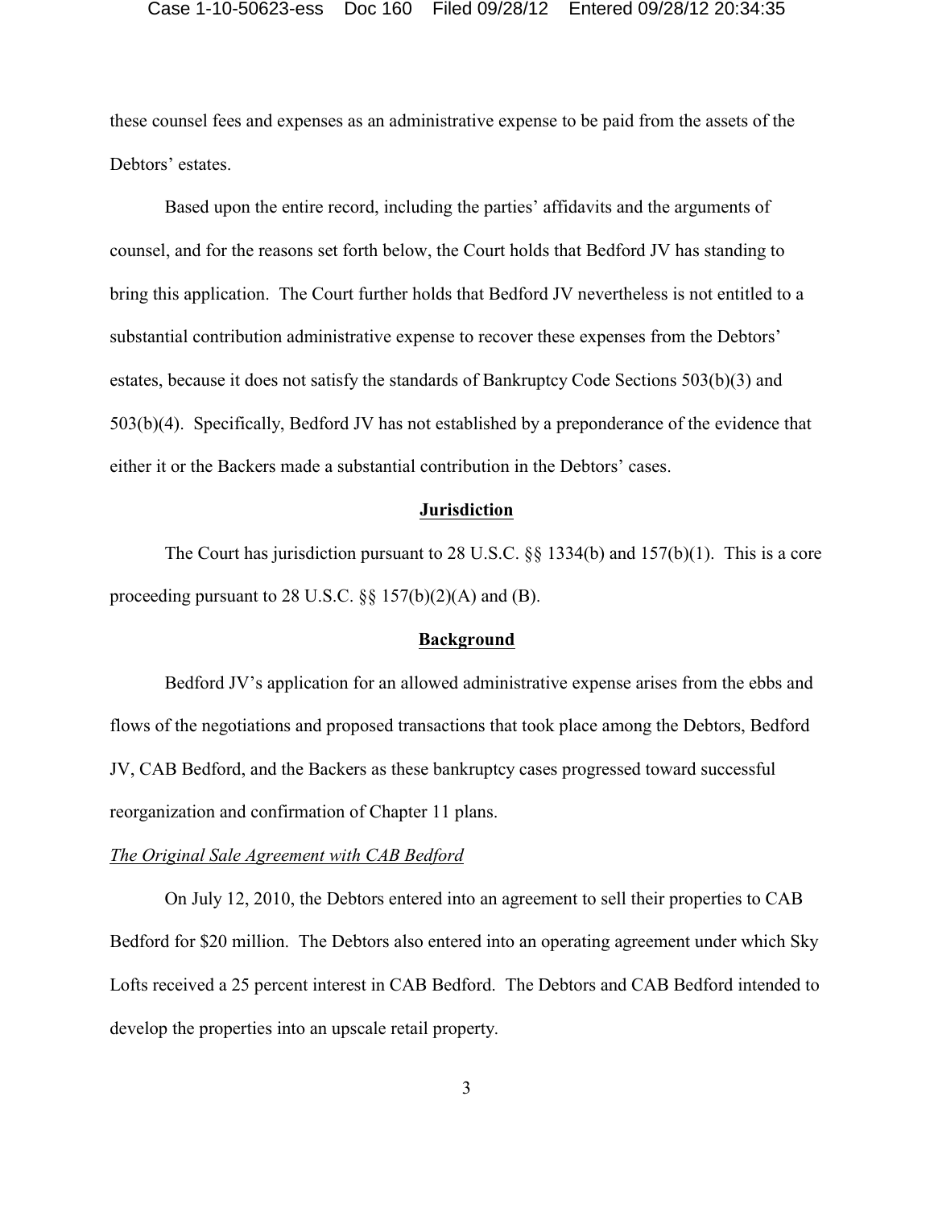these counsel fees and expenses as an administrative expense to be paid from the assets of the Debtors' estates.

Based upon the entire record, including the parties' affidavits and the arguments of counsel, and for the reasons set forth below, the Court holds that Bedford JV has standing to bring this application. The Court further holds that Bedford JV nevertheless is not entitled to a substantial contribution administrative expense to recover these expenses from the Debtors' estates, because it does not satisfy the standards of Bankruptcy Code Sections 503(b)(3) and 503(b)(4). Specifically, Bedford JV has not established by a preponderance of the evidence that either it or the Backers made a substantial contribution in the Debtors' cases.

## Jurisdiction

The Court has jurisdiction pursuant to 28 U.S.C. §§ 1334(b) and 157(b)(1). This is a core proceeding pursuant to 28 U.S.C. §§ 157(b)(2)(A) and (B).

## Background

Bedford JV's application for an allowed administrative expense arises from the ebbs and flows of the negotiations and proposed transactions that took place among the Debtors, Bedford JV, CAB Bedford, and the Backers as these bankruptcy cases progressed toward successful reorganization and confirmation of Chapter 11 plans.

*The Original Sale Agreement with CAB Bedford*

On July 12, 2010, the Debtors entered into an agreement to sell their properties to CAB Bedford for $20 million. The Debtors also entered into an operating agreement under which Sky Lofts received a 25 percent interest in CAB Bedford. The Debtors and CAB Bedford intended to develop the properties into an upscale retail property.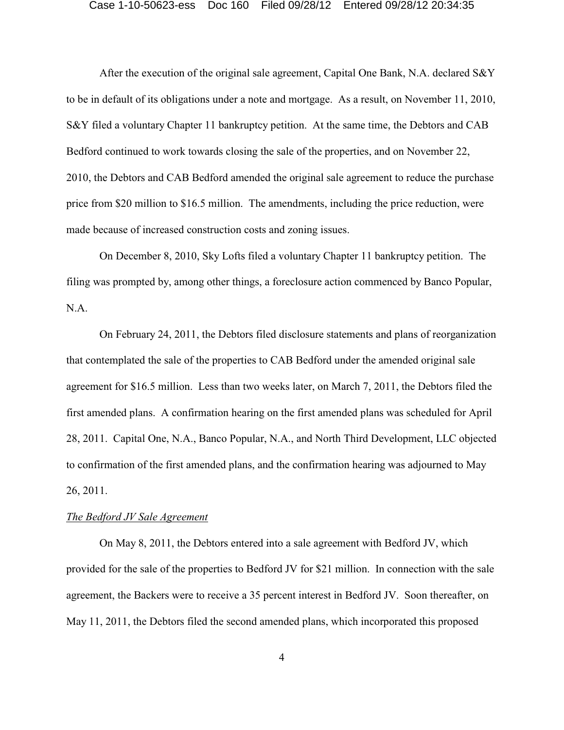After the execution of the original sale agreement, Capital One Bank, N.A. declared S&Y to be in default of its obligations under a note and mortgage. As a result, on November 11, 2010, S&Y filed a voluntary Chapter 11 bankruptcy petition. At the same time, the Debtors and CAB Bedford continued to work towards closing the sale of the properties, and on November 22, 2010, the Debtors and CAB Bedford amended the original sale agreement to reduce the purchase price from $20 million to $16.5 million. The amendments, including the price reduction, were made because of increased construction costs and zoning issues.

On December 8, 2010, Sky Lofts filed a voluntary Chapter 11 bankruptcy petition. The filing was prompted by, among other things, a foreclosure action commenced by Banco Popular, N.A.

On February 24, 2011, the Debtors filed disclosure statements and plans of reorganization that contemplated the sale of the properties to CAB Bedford under the amended original sale agreement for $16.5 million. Less than two weeks later, on March 7, 2011, the Debtors filed the first amended plans. A confirmation hearing on the first amended plans was scheduled for April 28, 2011. Capital One, N.A., Banco Popular, N.A., and North Third Development, LLC objected to confirmation of the first amended plans, and the confirmation hearing was adjourned to May 26, 2011.

*The Bedford JV Sale Agreement*

On May 8, 2011, the Debtors entered into a sale agreement with Bedford JV, which provided for the sale of the properties to Bedford JV for $21 million. In connection with the sale agreement, the Backers were to receive a 35 percent interest in Bedford JV. Soon thereafter, on May 11, 2011, the Debtors filed the second amended plans, which incorporated this proposed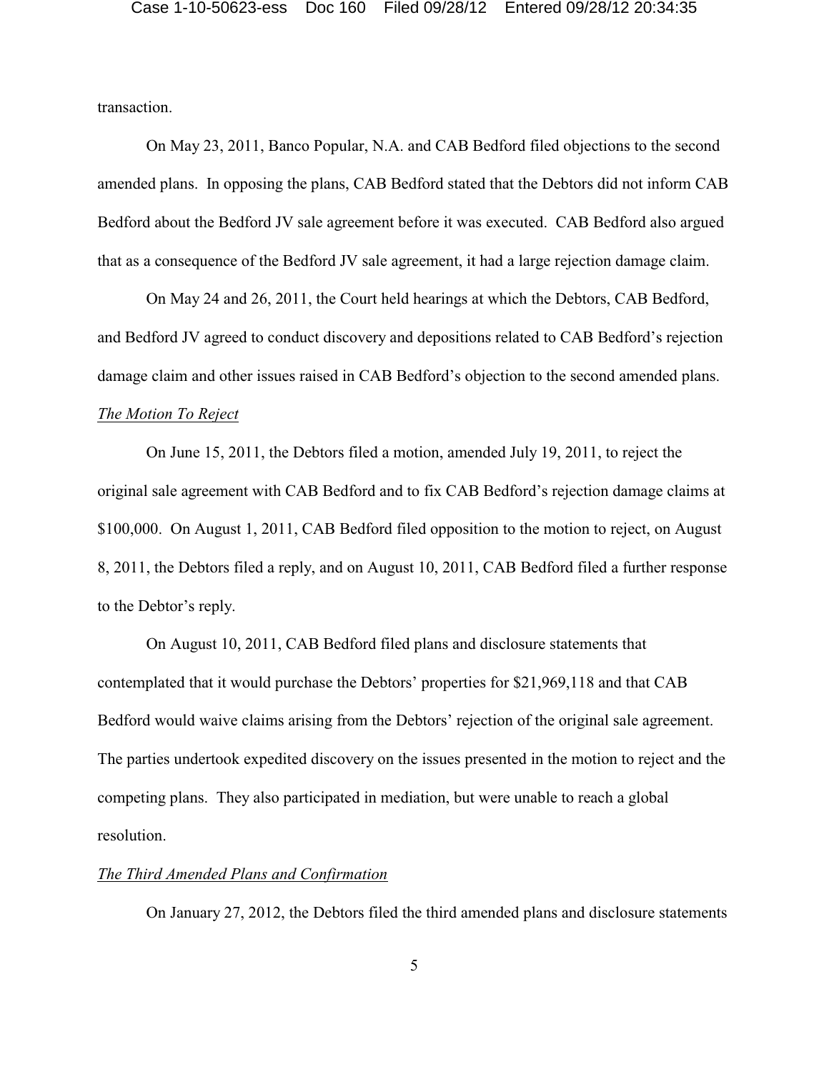transaction.

On May 23, 2011, Banco Popular, N.A. and CAB Bedford filed objections to the second amended plans. In opposing the plans, CAB Bedford stated that the Debtors did not inform CAB Bedford about the Bedford JV sale agreement before it was executed. CAB Bedford also argued that as a consequence of the Bedford JV sale agreement, it had a large rejection damage claim.

On May 24 and 26, 2011, the Court held hearings at which the Debtors, CAB Bedford, and Bedford JV agreed to conduct discovery and depositions related to CAB Bedford's rejection damage claim and other issues raised in CAB Bedford's objection to the second amended plans.

*The Motion To Reject*

On June 15, 2011, the Debtors filed a motion, amended July 19, 2011, to reject the original sale agreement with CAB Bedford and to fix CAB Bedford's rejection damage claims at $100,000. On August 1, 2011, CAB Bedford filed opposition to the motion to reject, on August 8, 2011, the Debtors filed a reply, and on August 10, 2011, CAB Bedford filed a further response to the Debtor's reply.

On August 10, 2011, CAB Bedford filed plans and disclosure statements that contemplated that it would purchase the Debtors' properties for $21,969,118 and that CAB Bedford would waive claims arising from the Debtors' rejection of the original sale agreement. The parties undertook expedited discovery on the issues presented in the motion to reject and the competing plans. They also participated in mediation, but were unable to reach a global resolution.

*The Third Amended Plans and Confirmation*

On January 27, 2012, the Debtors filed the third amended plans and disclosure statements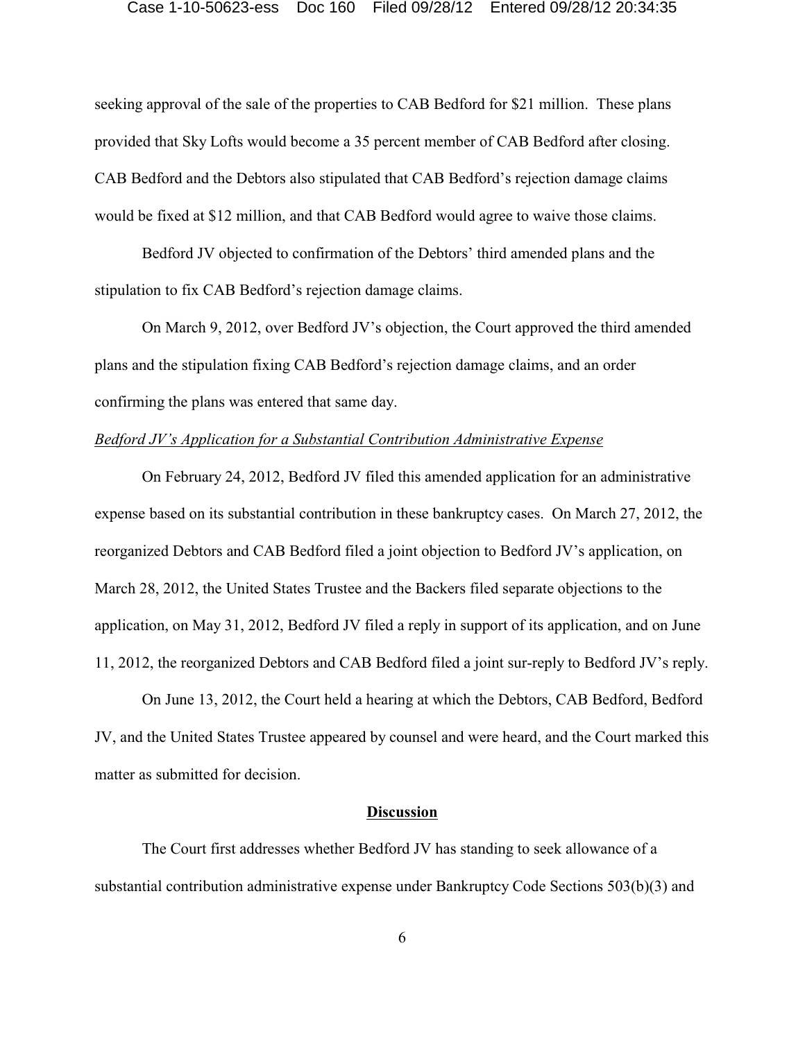seeking approval of the sale of the properties to CAB Bedford for $21 million. These plans provided that Sky Lofts would become a 35 percent member of CAB Bedford after closing. CAB Bedford and the Debtors also stipulated that CAB Bedford's rejection damage claims would be fixed at $12 million, and that CAB Bedford would agree to waive those claims.

Bedford JV objected to confirmation of the Debtors' third amended plans and the stipulation to fix CAB Bedford's rejection damage claims.

On March 9, 2012, over Bedford JV's objection, the Court approved the third amended plans and the stipulation fixing CAB Bedford's rejection damage claims, and an order confirming the plans was entered that same day.

*Bedford JV's Application for a Substantial Contribution Administrative Expense*

On February 24, 2012, Bedford JV filed this amended application for an administrative expense based on its substantial contribution in these bankruptcy cases. On March 27, 2012, the reorganized Debtors and CAB Bedford filed a joint objection to Bedford JV's application, on March 28, 2012, the United States Trustee and the Backers filed separate objections to the application, on May 31, 2012, Bedford JV filed a reply in support of its application, and on June 11, 2012, the reorganized Debtors and CAB Bedford filed a joint sur-reply to Bedford JV's reply.

On June 13, 2012, the Court held a hearing at which the Debtors, CAB Bedford, Bedford JV, and the United States Trustee appeared by counsel and were heard, and the Court marked this matter as submitted for decision.

## Discussion

The Court first addresses whether Bedford JV has standing to seek allowance of a substantial contribution administrative expense under Bankruptcy Code Sections 503(b)(3) and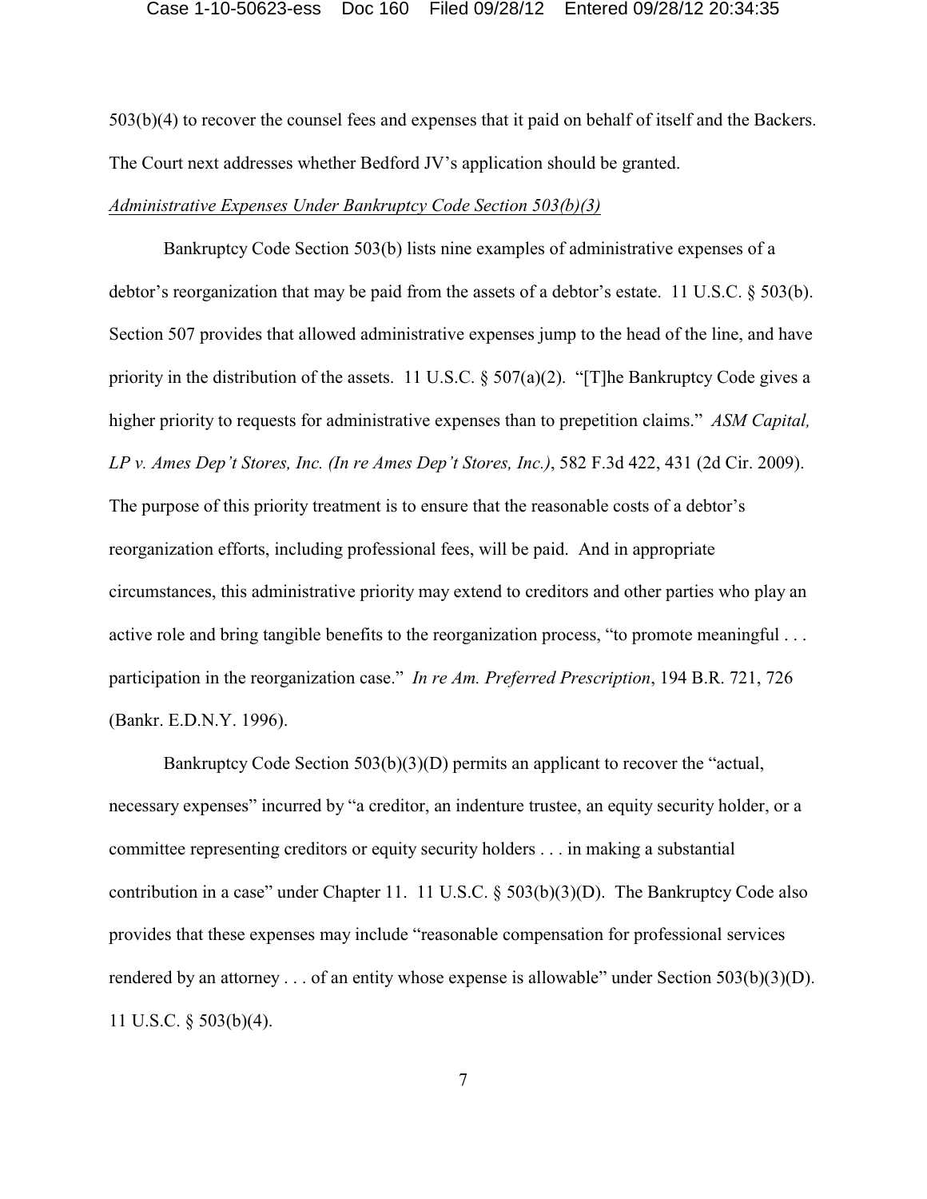503(b)(4) to recover the counsel fees and expenses that it paid on behalf of itself and the Backers. The Court next addresses whether Bedford JV's application should be granted.

*Administrative Expenses Under Bankruptcy Code Section 503(b)(3)*

Bankruptcy Code Section 503(b) lists nine examples of administrative expenses of a debtor's reorganization that may be paid from the assets of a debtor's estate. 11 U.S.C. § 503(b). Section 507 provides that allowed administrative expenses jump to the head of the line, and have priority in the distribution of the assets. 11 U.S.C. § 507(a)(2). "[T]he Bankruptcy Code gives a higher priority to requests for administrative expenses than to prepetition claims." *ASM Capital, LP v. Ames Dep't Stores, Inc. (In re Ames Dep't Stores, Inc.)*, 582 F.3d 422, 431 (2d Cir. 2009). The purpose of this priority treatment is to ensure that the reasonable costs of a debtor's reorganization efforts, including professional fees, will be paid. And in appropriate circumstances, this administrative priority may extend to creditors and other parties who play an active role and bring tangible benefits to the reorganization process, "to promote meaningful . . . participation in the reorganization case." *In re Am. Preferred Prescription*, 194 B.R. 721, 726 (Bankr. E.D.N.Y. 1996).

Bankruptcy Code Section 503(b)(3)(D) permits an applicant to recover the "actual, necessary expenses" incurred by "a creditor, an indenture trustee, an equity security holder, or a committee representing creditors or equity security holders . . . in making a substantial contribution in a case" under Chapter 11. 11 U.S.C. § 503(b)(3)(D). The Bankruptcy Code also provides that these expenses may include "reasonable compensation for professional services rendered by an attorney . . . of an entity whose expense is allowable" under Section 503(b)(3)(D). 11 U.S.C. § 503(b)(4).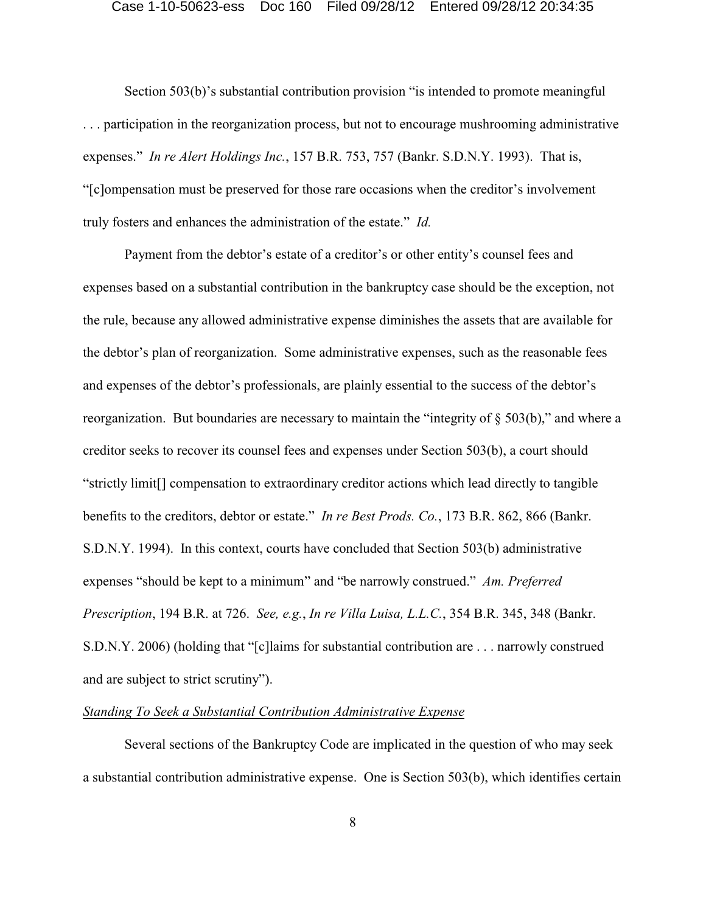Section 503(b)'s substantial contribution provision "is intended to promote meaningful . . . participation in the reorganization process, but not to encourage mushrooming administrative expenses." *In re Alert Holdings Inc.*, 157 B.R. 753, 757 (Bankr. S.D.N.Y. 1993). That is, "[c]ompensation must be preserved for those rare occasions when the creditor's involvement truly fosters and enhances the administration of the estate." *Id.*

Payment from the debtor's estate of a creditor's or other entity's counsel fees and expenses based on a substantial contribution in the bankruptcy case should be the exception, not the rule, because any allowed administrative expense diminishes the assets that are available for the debtor's plan of reorganization. Some administrative expenses, such as the reasonable fees and expenses of the debtor's professionals, are plainly essential to the success of the debtor's reorganization. But boundaries are necessary to maintain the "integrity of § 503(b)," and where a creditor seeks to recover its counsel fees and expenses under Section 503(b), a court should "strictly limit[] compensation to extraordinary creditor actions which lead directly to tangible benefits to the creditors, debtor or estate." *In re Best Prods. Co.*, 173 B.R. 862, 866 (Bankr. S.D.N.Y. 1994). In this context, courts have concluded that Section 503(b) administrative expenses "should be kept to a minimum" and "be narrowly construed." *Am. Preferred Prescription*, 194 B.R. at 726. *See, e.g.*, *In re Villa Luisa, L.L.C.*, 354 B.R. 345, 348 (Bankr. S.D.N.Y. 2006) (holding that "[c]laims for substantial contribution are . . . narrowly construed and are subject to strict scrutiny").

*Standing To Seek a Substantial Contribution Administrative Expense*

Several sections of the Bankruptcy Code are implicated in the question of who may seek a substantial contribution administrative expense. One is Section 503(b), which identifies certain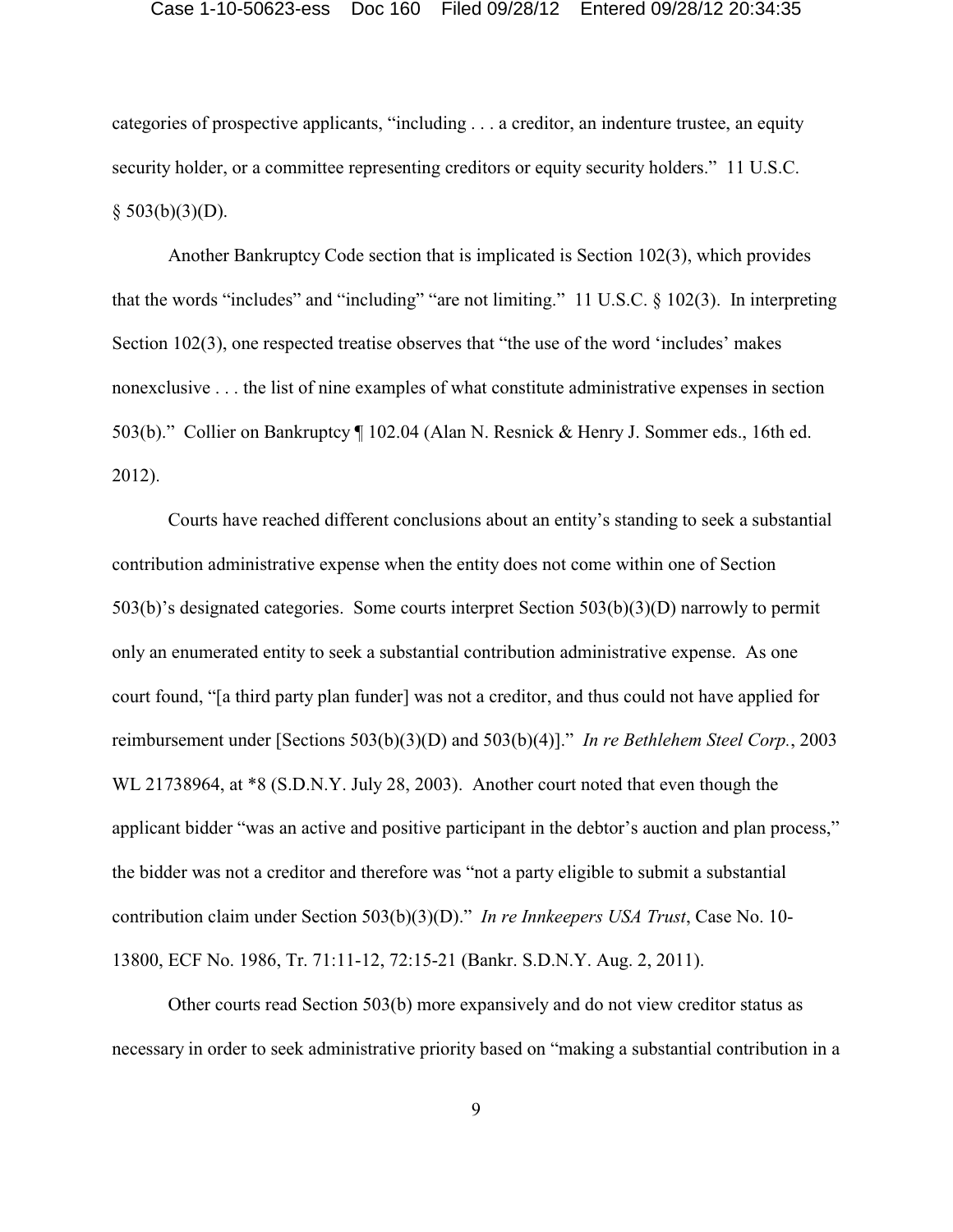categories of prospective applicants, "including . . . a creditor, an indenture trustee, an equity security holder, or a committee representing creditors or equity security holders." 11 U.S.C. § 503(b)(3)(D).

Another Bankruptcy Code section that is implicated is Section 102(3), which provides that the words "includes" and "including" "are not limiting." 11 U.S.C. § 102(3). In interpreting Section 102(3), one respected treatise observes that "the use of the word 'includes' makes nonexclusive . . . the list of nine examples of what constitute administrative expenses in section 503(b)." Collier on Bankruptcy ¶ 102.04 (Alan N. Resnick & Henry J. Sommer eds., 16th ed. 2012).

Courts have reached different conclusions about an entity's standing to seek a substantial contribution administrative expense when the entity does not come within one of Section 503(b)'s designated categories. Some courts interpret Section 503(b)(3)(D) narrowly to permit only an enumerated entity to seek a substantial contribution administrative expense. As one court found, "[a third party plan funder] was not a creditor, and thus could not have applied for reimbursement under [Sections 503(b)(3)(D) and 503(b)(4)]." *In re Bethlehem Steel Corp.*, 2003 WL 21738964, at *8 (S.D.N.Y. July 28, 2003). Another court noted that even though the applicant bidder "was an active and positive participant in the debtor's auction and plan process," the bidder was not a creditor and therefore was "not a party eligible to submit a substantial contribution claim under Section 503(b)(3)(D)." *In re Innkeepers USA Trust*, Case No. 10-13800, ECF No. 1986, Tr. 71:11-12, 72:15-21 (Bankr. S.D.N.Y. Aug. 2, 2011).

Other courts read Section 503(b) more expansively and do not view creditor status as necessary in order to seek administrative priority based on "making a substantial contribution in a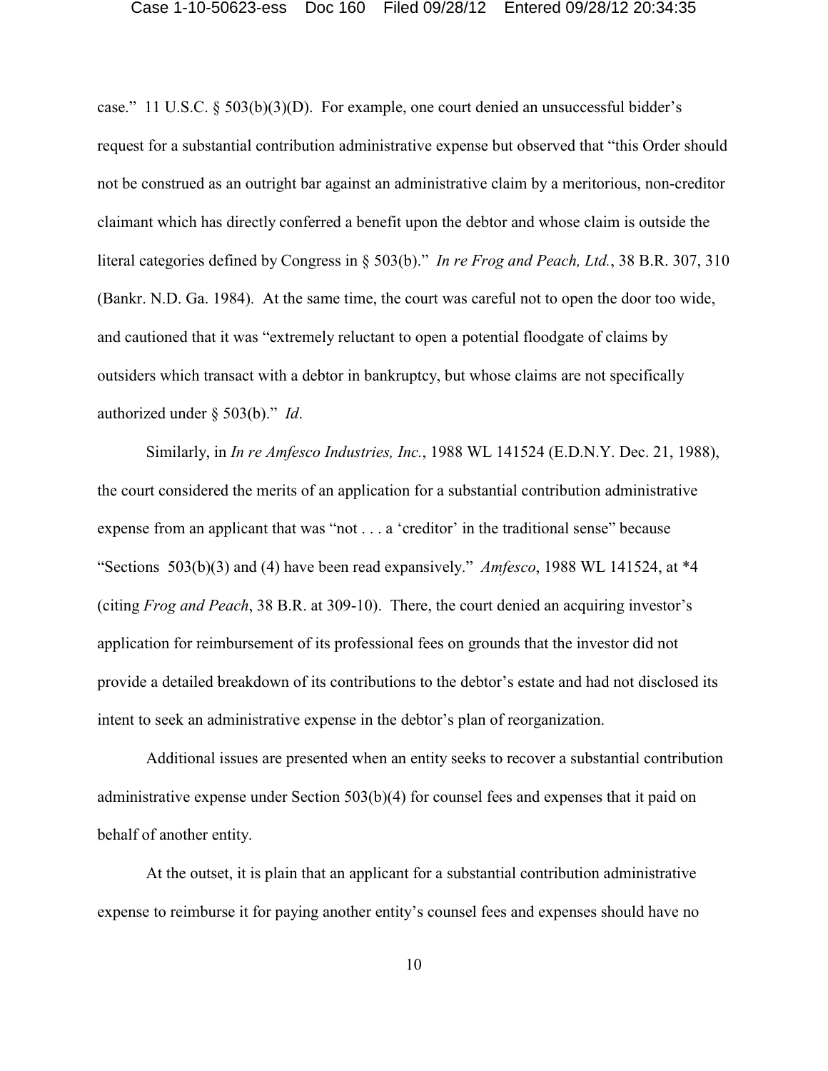case." 11 U.S.C. § 503(b)(3)(D). For example, one court denied an unsuccessful bidder's request for a substantial contribution administrative expense but observed that "this Order should not be construed as an outright bar against an administrative claim by a meritorious, non-creditor claimant which has directly conferred a benefit upon the debtor and whose claim is outside the literal categories defined by Congress in § 503(b)." *In re Frog and Peach, Ltd.*, 38 B.R. 307, 310 (Bankr. N.D. Ga. 1984). At the same time, the court was careful not to open the door too wide, and cautioned that it was "extremely reluctant to open a potential floodgate of claims by outsiders which transact with a debtor in bankruptcy, but whose claims are not specifically authorized under § 503(b)." *Id*.

Similarly, in *In re Amfesco Industries, Inc.*, 1988 WL 141524 (E.D.N.Y. Dec. 21, 1988), the court considered the merits of an application for a substantial contribution administrative expense from an applicant that was "not . . . a 'creditor' in the traditional sense" because "Sections 503(b)(3) and (4) have been read expansively." *Amfesco*, 1988 WL 141524, at *4 (citing *Frog and Peach*, 38 B.R. at 309-10). There, the court denied an acquiring investor's application for reimbursement of its professional fees on grounds that the investor did not provide a detailed breakdown of its contributions to the debtor's estate and had not disclosed its intent to seek an administrative expense in the debtor's plan of reorganization.

Additional issues are presented when an entity seeks to recover a substantial contribution administrative expense under Section 503(b)(4) for counsel fees and expenses that it paid on behalf of another entity.

At the outset, it is plain that an applicant for a substantial contribution administrative expense to reimburse it for paying another entity's counsel fees and expenses should have no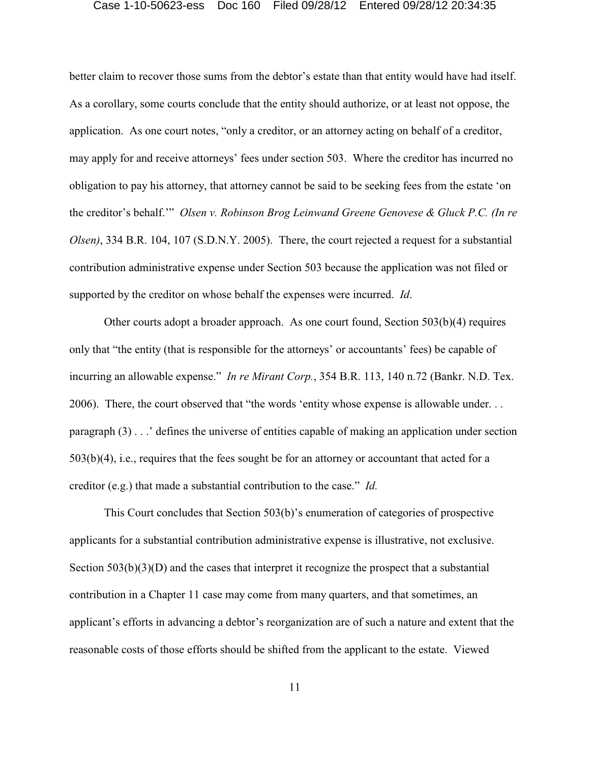better claim to recover those sums from the debtor's estate than that entity would have had itself. As a corollary, some courts conclude that the entity should authorize, or at least not oppose, the application. As one court notes, "only a creditor, or an attorney acting on behalf of a creditor, may apply for and receive attorneys' fees under section 503. Where the creditor has incurred no obligation to pay his attorney, that attorney cannot be said to be seeking fees from the estate 'on the creditor's behalf.'" *Olsen v. Robinson Brog Leinwand Greene Genovese & Gluck P.C. (In re Olsen)*, 334 B.R. 104, 107 (S.D.N.Y. 2005). There, the court rejected a request for a substantial contribution administrative expense under Section 503 because the application was not filed or supported by the creditor on whose behalf the expenses were incurred. *Id*.

Other courts adopt a broader approach. As one court found, Section 503(b)(4) requires only that "the entity (that is responsible for the attorneys' or accountants' fees) be capable of incurring an allowable expense." *In re Mirant Corp.*, 354 B.R. 113, 140 n.72 (Bankr. N.D. Tex. 2006). There, the court observed that "the words 'entity whose expense is allowable under. . . paragraph (3) . . .' defines the universe of entities capable of making an application under section 503(b)(4), i.e., requires that the fees sought be for an attorney or accountant that acted for a creditor (e.g.) that made a substantial contribution to the case." *Id.*

This Court concludes that Section 503(b)'s enumeration of categories of prospective applicants for a substantial contribution administrative expense is illustrative, not exclusive. Section 503(b)(3)(D) and the cases that interpret it recognize the prospect that a substantial contribution in a Chapter 11 case may come from many quarters, and that sometimes, an applicant's efforts in advancing a debtor's reorganization are of such a nature and extent that the reasonable costs of those efforts should be shifted from the applicant to the estate. Viewed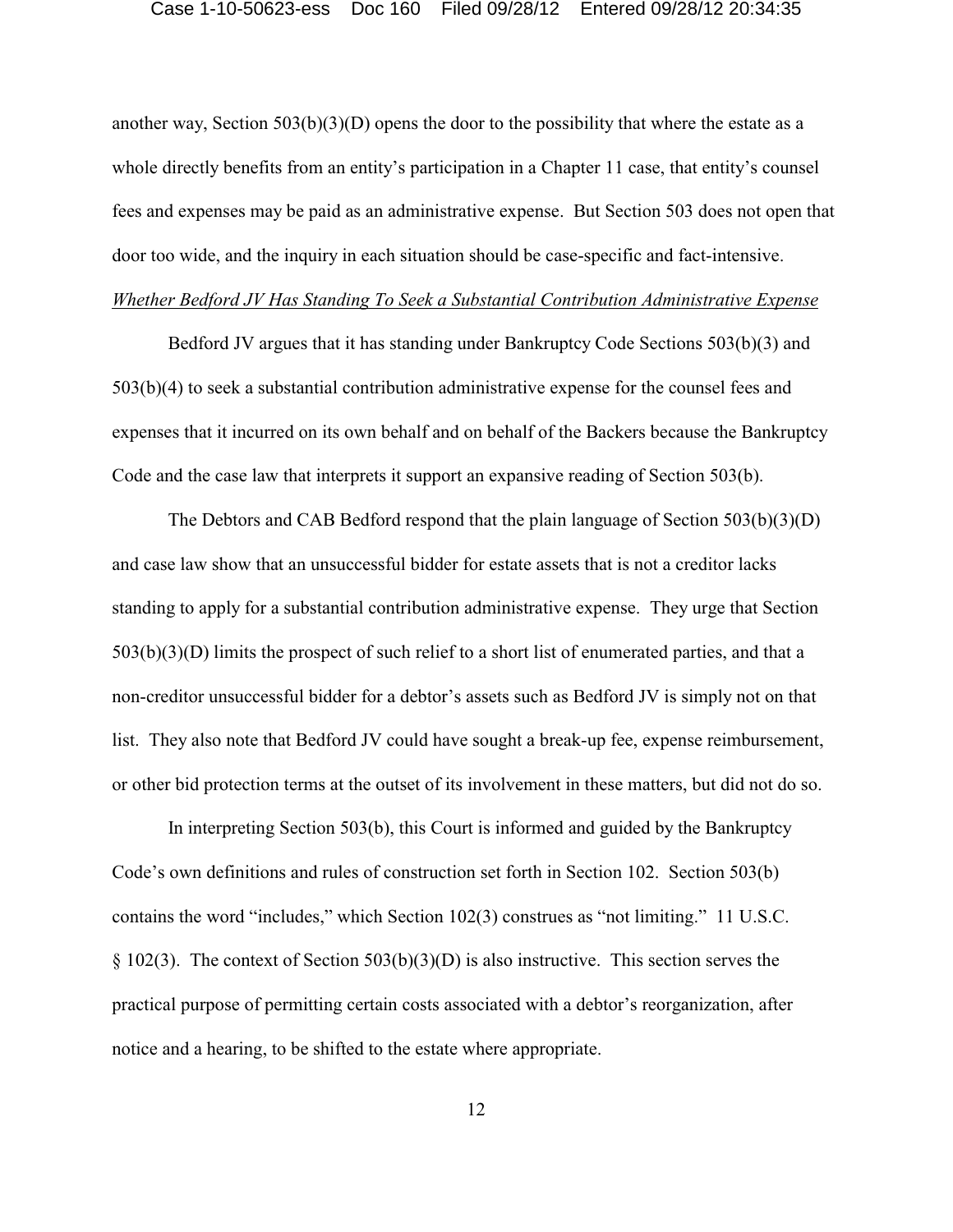another way, Section 503(b)(3)(D) opens the door to the possibility that where the estate as a whole directly benefits from an entity's participation in a Chapter 11 case, that entity's counsel fees and expenses may be paid as an administrative expense. But Section 503 does not open that door too wide, and the inquiry in each situation should be case-specific and fact-intensive.

*Whether Bedford JV Has Standing To Seek a Substantial Contribution Administrative Expense*

Bedford JV argues that it has standing under Bankruptcy Code Sections 503(b)(3) and 503(b)(4) to seek a substantial contribution administrative expense for the counsel fees and expenses that it incurred on its own behalf and on behalf of the Backers because the Bankruptcy Code and the case law that interprets it support an expansive reading of Section 503(b).

The Debtors and CAB Bedford respond that the plain language of Section 503(b)(3)(D) and case law show that an unsuccessful bidder for estate assets that is not a creditor lacks standing to apply for a substantial contribution administrative expense. They urge that Section 503(b)(3)(D) limits the prospect of such relief to a short list of enumerated parties, and that a non-creditor unsuccessful bidder for a debtor's assets such as Bedford JV is simply not on that list. They also note that Bedford JV could have sought a break-up fee, expense reimbursement, or other bid protection terms at the outset of its involvement in these matters, but did not do so.

In interpreting Section 503(b), this Court is informed and guided by the Bankruptcy Code's own definitions and rules of construction set forth in Section 102. Section 503(b) contains the word "includes," which Section 102(3) construes as "not limiting." 11 U.S.C. § 102(3). The context of Section 503(b)(3)(D) is also instructive. This section serves the practical purpose of permitting certain costs associated with a debtor's reorganization, after notice and a hearing, to be shifted to the estate where appropriate.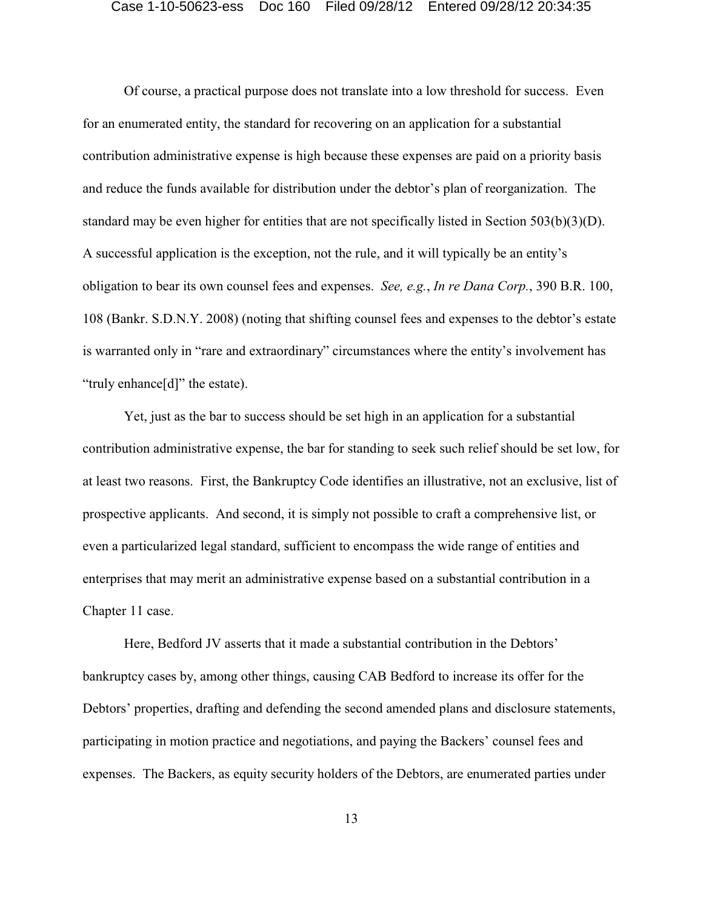Of course, a practical purpose does not translate into a low threshold for success. Even for an enumerated entity, the standard for recovering on an application for a substantial contribution administrative expense is high because these expenses are paid on a priority basis and reduce the funds available for distribution under the debtor's plan of reorganization. The standard may be even higher for entities that are not specifically listed in Section 503(b)(3)(D). A successful application is the exception, not the rule, and it will typically be an entity's obligation to bear its own counsel fees and expenses. *See, e.g.*, *In re Dana Corp.*, 390 B.R. 100, 108 (Bankr. S.D.N.Y. 2008) (noting that shifting counsel fees and expenses to the debtor's estate is warranted only in "rare and extraordinary" circumstances where the entity's involvement has "truly enhance[d]" the estate).

Yet, just as the bar to success should be set high in an application for a substantial contribution administrative expense, the bar for standing to seek such relief should be set low, for at least two reasons. First, the Bankruptcy Code identifies an illustrative, not an exclusive, list of prospective applicants. And second, it is simply not possible to craft a comprehensive list, or even a particularized legal standard, sufficient to encompass the wide range of entities and enterprises that may merit an administrative expense based on a substantial contribution in a Chapter 11 case.

Here, Bedford JV asserts that it made a substantial contribution in the Debtors' bankruptcy cases by, among other things, causing CAB Bedford to increase its offer for the Debtors' properties, drafting and defending the second amended plans and disclosure statements, participating in motion practice and negotiations, and paying the Backers' counsel fees and expenses. The Backers, as equity security holders of the Debtors, are enumerated parties under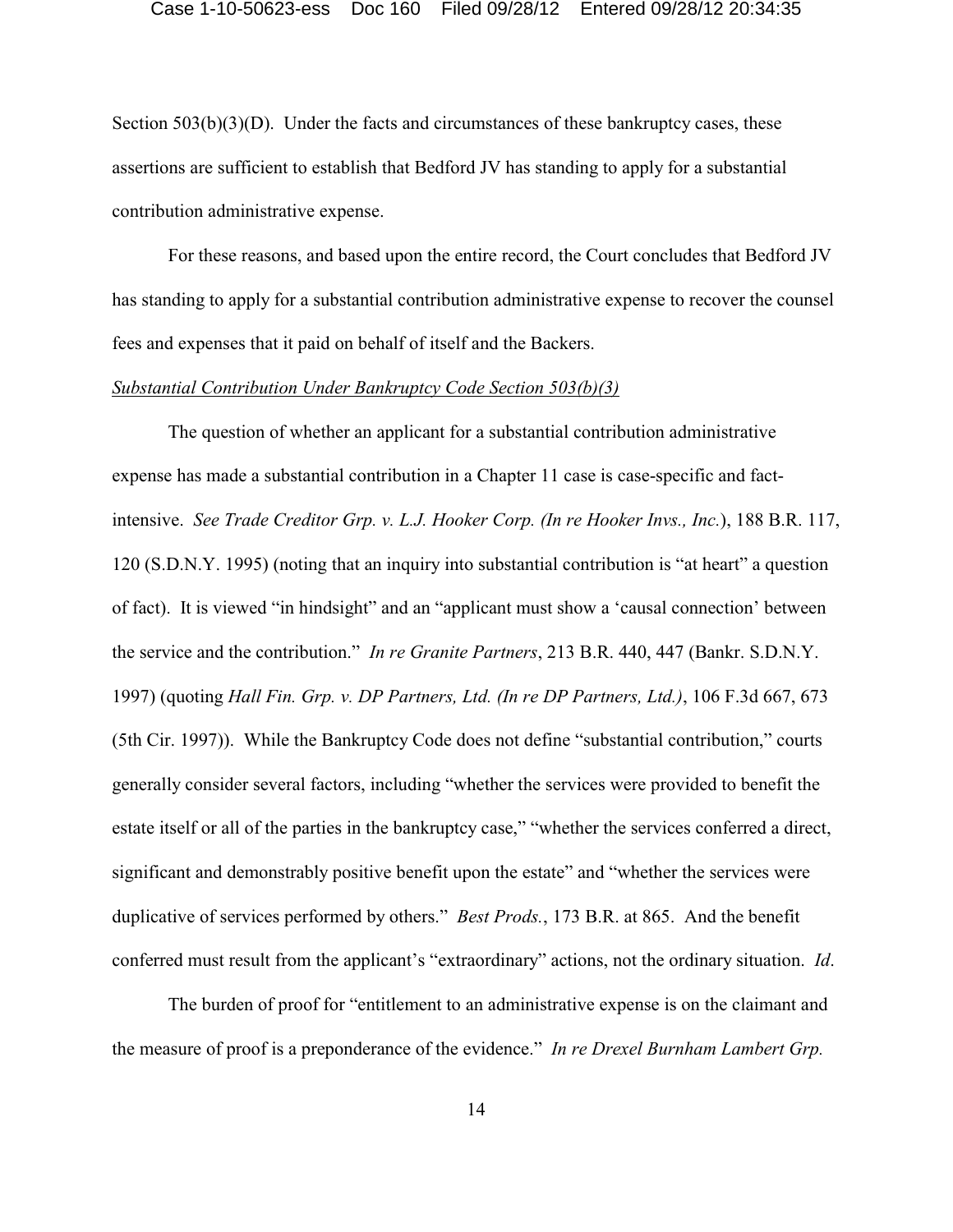Section 503(b)(3)(D). Under the facts and circumstances of these bankruptcy cases, these assertions are sufficient to establish that Bedford JV has standing to apply for a substantial contribution administrative expense.

For these reasons, and based upon the entire record, the Court concludes that Bedford JV has standing to apply for a substantial contribution administrative expense to recover the counsel fees and expenses that it paid on behalf of itself and the Backers.

*Substantial Contribution Under Bankruptcy Code Section 503(b)(3)*

The question of whether an applicant for a substantial contribution administrative expense has made a substantial contribution in a Chapter 11 case is case-specific and fact-intensive. *See Trade Creditor Grp. v. L.J. Hooker Corp. (In re Hooker Invs., Inc.*), 188 B.R. 117, 120 (S.D.N.Y. 1995) (noting that an inquiry into substantial contribution is "at heart" a question of fact). It is viewed "in hindsight" and an "applicant must show a 'causal connection' between the service and the contribution." *In re Granite Partners*, 213 B.R. 440, 447 (Bankr. S.D.N.Y. 1997) (quoting *Hall Fin. Grp. v. DP Partners, Ltd. (In re DP Partners, Ltd.)*, 106 F.3d 667, 673 (5th Cir. 1997)). While the Bankruptcy Code does not define "substantial contribution," courts generally consider several factors, including "whether the services were provided to benefit the estate itself or all of the parties in the bankruptcy case," "whether the services conferred a direct, significant and demonstrably positive benefit upon the estate" and "whether the services were duplicative of services performed by others." *Best Prods.*, 173 B.R. at 865. And the benefit conferred must result from the applicant's "extraordinary" actions, not the ordinary situation. *Id*.

The burden of proof for "entitlement to an administrative expense is on the claimant and the measure of proof is a preponderance of the evidence." *In re Drexel Burnham Lambert Grp.*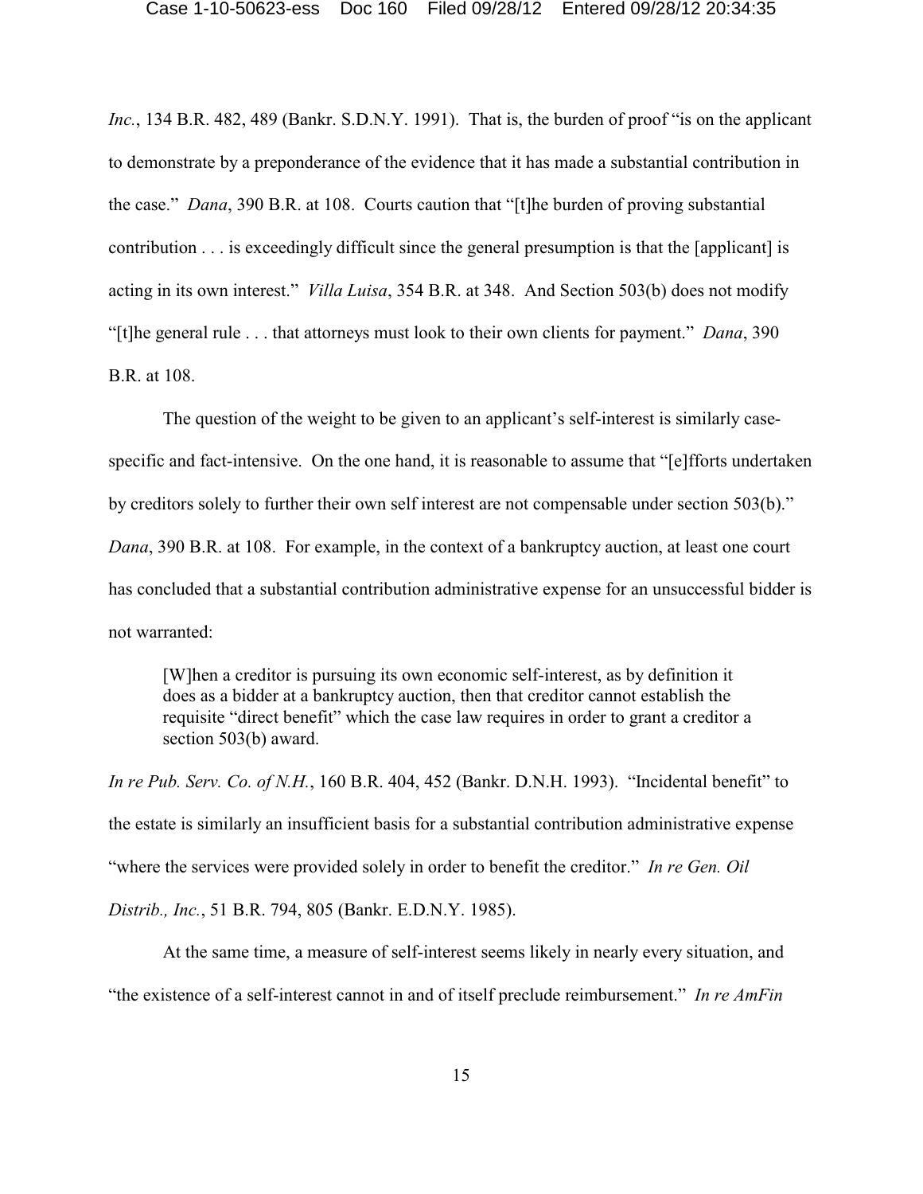*Inc.*, 134 B.R. 482, 489 (Bankr. S.D.N.Y. 1991). That is, the burden of proof "is on the applicant to demonstrate by a preponderance of the evidence that it has made a substantial contribution in the case." *Dana*, 390 B.R. at 108. Courts caution that "[t]he burden of proving substantial contribution . . . is exceedingly difficult since the general presumption is that the [applicant] is acting in its own interest." *Villa Luisa*, 354 B.R. at 348. And Section 503(b) does not modify "[t]he general rule . . . that attorneys must look to their own clients for payment." *Dana*, 390 B.R. at 108.

The question of the weight to be given to an applicant's self-interest is similarly case-specific and fact-intensive. On the one hand, it is reasonable to assume that "[e]fforts undertaken by creditors solely to further their own self interest are not compensable under section 503(b)." *Dana*, 390 B.R. at 108. For example, in the context of a bankruptcy auction, at least one court has concluded that a substantial contribution administrative expense for an unsuccessful bidder is not warranted:

> [W]hen a creditor is pursuing its own economic self-interest, as by definition it does as a bidder at a bankruptcy auction, then that creditor cannot establish the requisite "direct benefit" which the case law requires in order to grant a creditor a section 503(b) award.

*In re Pub. Serv. Co. of N.H.*, 160 B.R. 404, 452 (Bankr. D.N.H. 1993). "Incidental benefit" to the estate is similarly an insufficient basis for a substantial contribution administrative expense "where the services were provided solely in order to benefit the creditor." *In re Gen. Oil Distrib., Inc.*, 51 B.R. 794, 805 (Bankr. E.D.N.Y. 1985).

At the same time, a measure of self-interest seems likely in nearly every situation, and "the existence of a self-interest cannot in and of itself preclude reimbursement." *In re AmFin*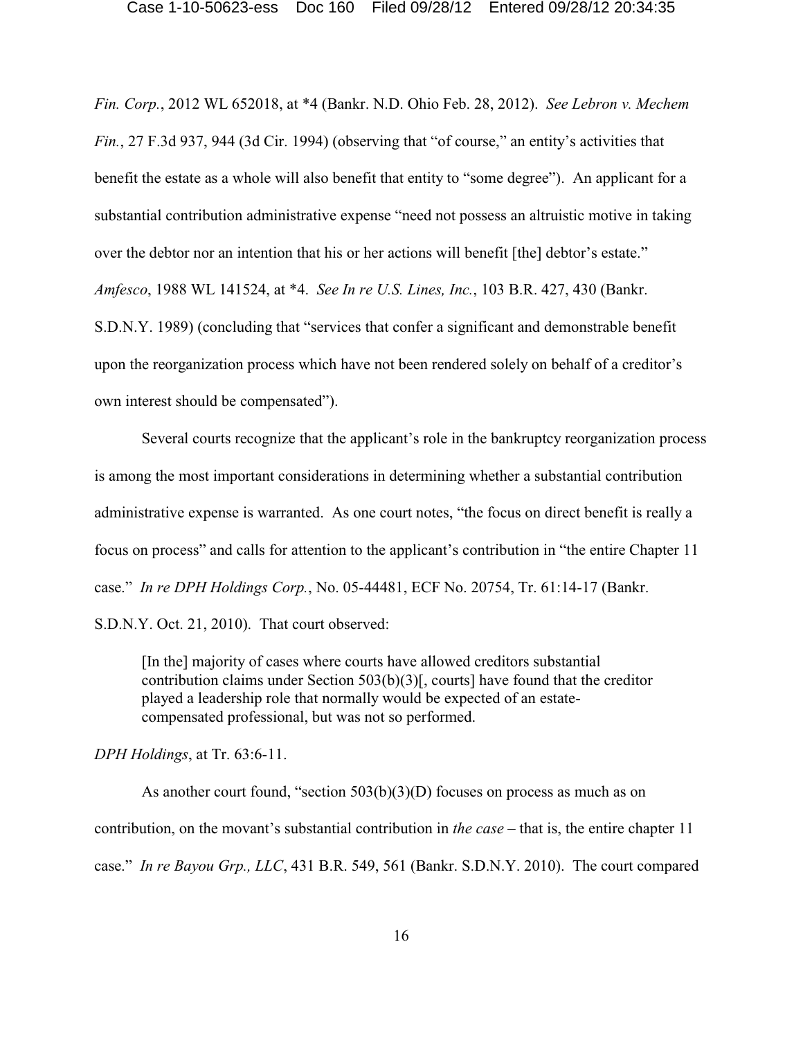*Fin. Corp.*, 2012 WL 652018, at *4 (Bankr. N.D. Ohio Feb. 28, 2012). *See Lebron v. Mechem Fin.*, 27 F.3d 937, 944 (3d Cir. 1994) (observing that "of course," an entity's activities that benefit the estate as a whole will also benefit that entity to "some degree"). An applicant for a substantial contribution administrative expense "need not possess an altruistic motive in taking over the debtor nor an intention that his or her actions will benefit [the] debtor's estate." *Amfesco*, 1988 WL 141524, at *4. *See In re U.S. Lines, Inc.*, 103 B.R. 427, 430 (Bankr. S.D.N.Y. 1989) (concluding that "services that confer a significant and demonstrable benefit upon the reorganization process which have not been rendered solely on behalf of a creditor's own interest should be compensated").

Several courts recognize that the applicant's role in the bankruptcy reorganization process is among the most important considerations in determining whether a substantial contribution administrative expense is warranted. As one court notes, "the focus on direct benefit is really a focus on process" and calls for attention to the applicant's contribution in "the entire Chapter 11 case." *In re DPH Holdings Corp.*, No. 05-44481, ECF No. 20754, Tr. 61:14-17 (Bankr. S.D.N.Y. Oct. 21, 2010). That court observed:

> [In the] majority of cases where courts have allowed creditors substantial contribution claims under Section 503(b)(3)[, courts] have found that the creditor played a leadership role that normally would be expected of an estate-compensated professional, but was not so performed.

*DPH Holdings*, at Tr. 63:6-11.

As another court found, "section 503(b)(3)(D) focuses on process as much as on contribution, on the movant's substantial contribution in *the case* – that is, the entire chapter 11 case." *In re Bayou Grp., LLC*, 431 B.R. 549, 561 (Bankr. S.D.N.Y. 2010). The court compared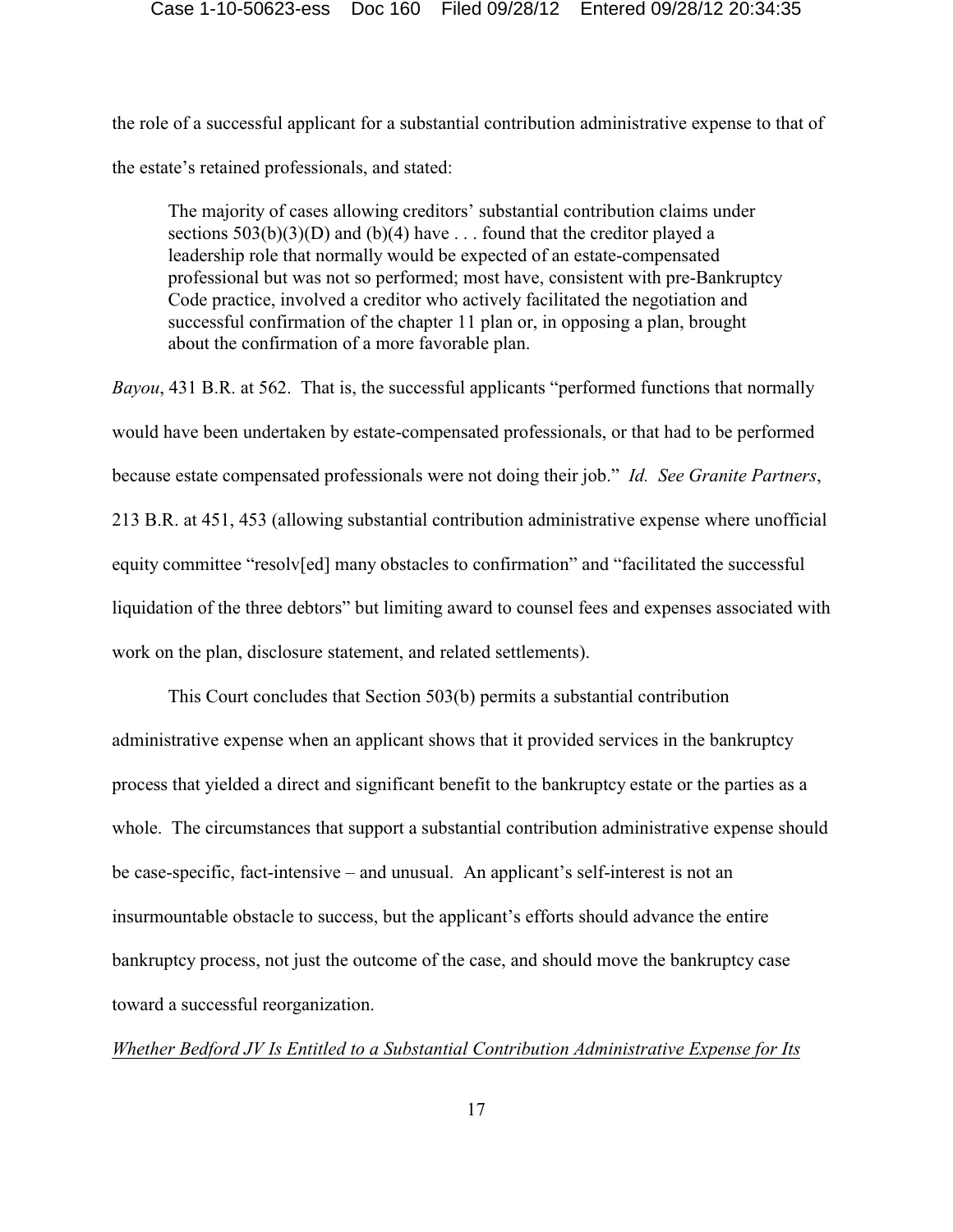the role of a successful applicant for a substantial contribution administrative expense to that of the estate's retained professionals, and stated:

> The majority of cases allowing creditors' substantial contribution claims under sections 503(b)(3)(D) and (b)(4) have . . . found that the creditor played a leadership role that normally would be expected of an estate-compensated professional but was not so performed; most have, consistent with pre-Bankruptcy Code practice, involved a creditor who actively facilitated the negotiation and successful confirmation of the chapter 11 plan or, in opposing a plan, brought about the confirmation of a more favorable plan.

*Bayou*, 431 B.R. at 562. That is, the successful applicants "performed functions that normally would have been undertaken by estate-compensated professionals, or that had to be performed because estate compensated professionals were not doing their job." *Id. See Granite Partners*, 213 B.R. at 451, 453 (allowing substantial contribution administrative expense where unofficial equity committee "resolv[ed] many obstacles to confirmation" and "facilitated the successful liquidation of the three debtors" but limiting award to counsel fees and expenses associated with work on the plan, disclosure statement, and related settlements).

This Court concludes that Section 503(b) permits a substantial contribution administrative expense when an applicant shows that it provided services in the bankruptcy process that yielded a direct and significant benefit to the bankruptcy estate or the parties as a whole. The circumstances that support a substantial contribution administrative expense should be case-specific, fact-intensive – and unusual. An applicant's self-interest is not an insurmountable obstacle to success, but the applicant's efforts should advance the entire bankruptcy process, not just the outcome of the case, and should move the bankruptcy case toward a successful reorganization.

*Whether Bedford JV Is Entitled to a Substantial Contribution Administrative Expense for Its*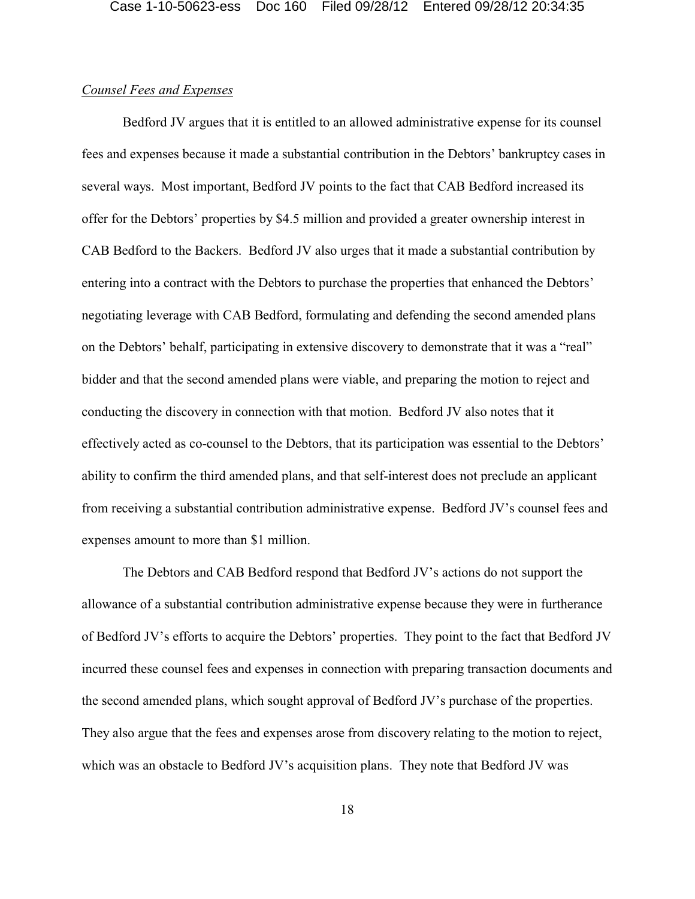*Counsel Fees and Expenses*

Bedford JV argues that it is entitled to an allowed administrative expense for its counsel fees and expenses because it made a substantial contribution in the Debtors' bankruptcy cases in several ways. Most important, Bedford JV points to the fact that CAB Bedford increased its offer for the Debtors' properties by $4.5 million and provided a greater ownership interest in CAB Bedford to the Backers. Bedford JV also urges that it made a substantial contribution by entering into a contract with the Debtors to purchase the properties that enhanced the Debtors' negotiating leverage with CAB Bedford, formulating and defending the second amended plans on the Debtors' behalf, participating in extensive discovery to demonstrate that it was a "real" bidder and that the second amended plans were viable, and preparing the motion to reject and conducting the discovery in connection with that motion. Bedford JV also notes that it effectively acted as co-counsel to the Debtors, that its participation was essential to the Debtors' ability to confirm the third amended plans, and that self-interest does not preclude an applicant from receiving a substantial contribution administrative expense. Bedford JV's counsel fees and expenses amount to more than $1 million.

The Debtors and CAB Bedford respond that Bedford JV's actions do not support the allowance of a substantial contribution administrative expense because they were in furtherance of Bedford JV's efforts to acquire the Debtors' properties. They point to the fact that Bedford JV incurred these counsel fees and expenses in connection with preparing transaction documents and the second amended plans, which sought approval of Bedford JV's purchase of the properties. They also argue that the fees and expenses arose from discovery relating to the motion to reject, which was an obstacle to Bedford JV's acquisition plans. They note that Bedford JV was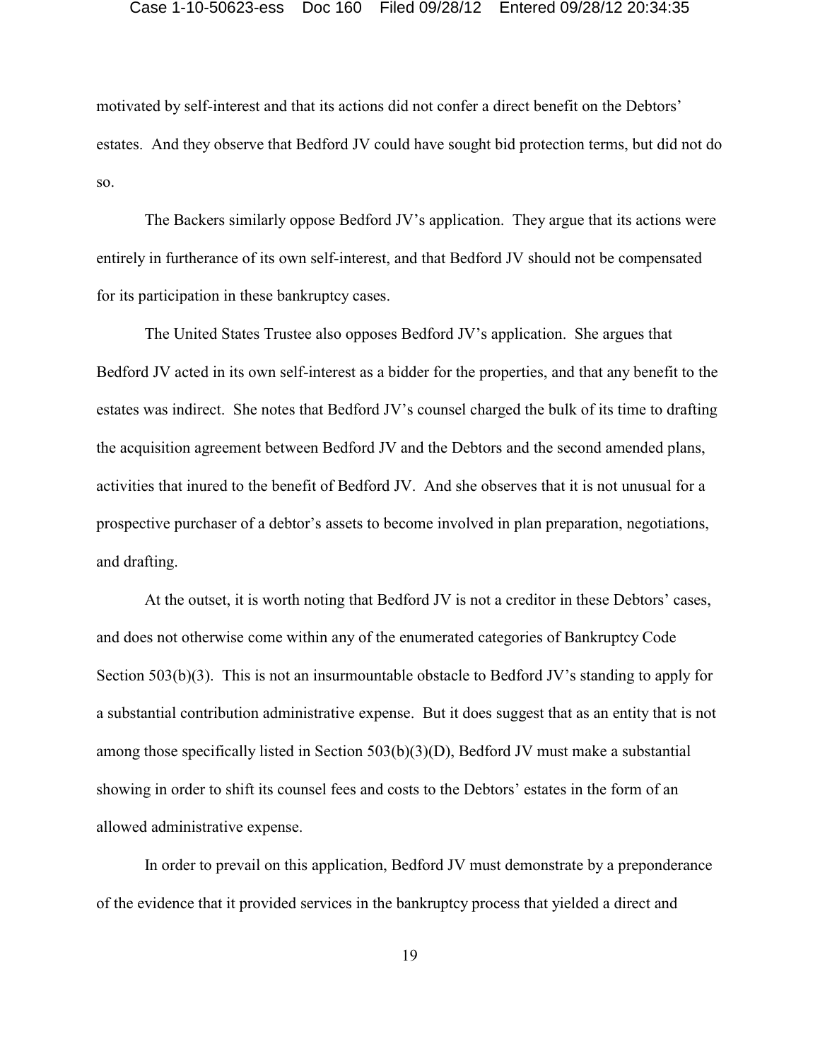motivated by self-interest and that its actions did not confer a direct benefit on the Debtors' estates. And they observe that Bedford JV could have sought bid protection terms, but did not do so.

The Backers similarly oppose Bedford JV's application. They argue that its actions were entirely in furtherance of its own self-interest, and that Bedford JV should not be compensated for its participation in these bankruptcy cases.

The United States Trustee also opposes Bedford JV's application. She argues that Bedford JV acted in its own self-interest as a bidder for the properties, and that any benefit to the estates was indirect. She notes that Bedford JV's counsel charged the bulk of its time to drafting the acquisition agreement between Bedford JV and the Debtors and the second amended plans, activities that inured to the benefit of Bedford JV. And she observes that it is not unusual for a prospective purchaser of a debtor's assets to become involved in plan preparation, negotiations, and drafting.

At the outset, it is worth noting that Bedford JV is not a creditor in these Debtors' cases, and does not otherwise come within any of the enumerated categories of Bankruptcy Code Section 503(b)(3). This is not an insurmountable obstacle to Bedford JV's standing to apply for a substantial contribution administrative expense. But it does suggest that as an entity that is not among those specifically listed in Section 503(b)(3)(D), Bedford JV must make a substantial showing in order to shift its counsel fees and costs to the Debtors' estates in the form of an allowed administrative expense.

In order to prevail on this application, Bedford JV must demonstrate by a preponderance of the evidence that it provided services in the bankruptcy process that yielded a direct and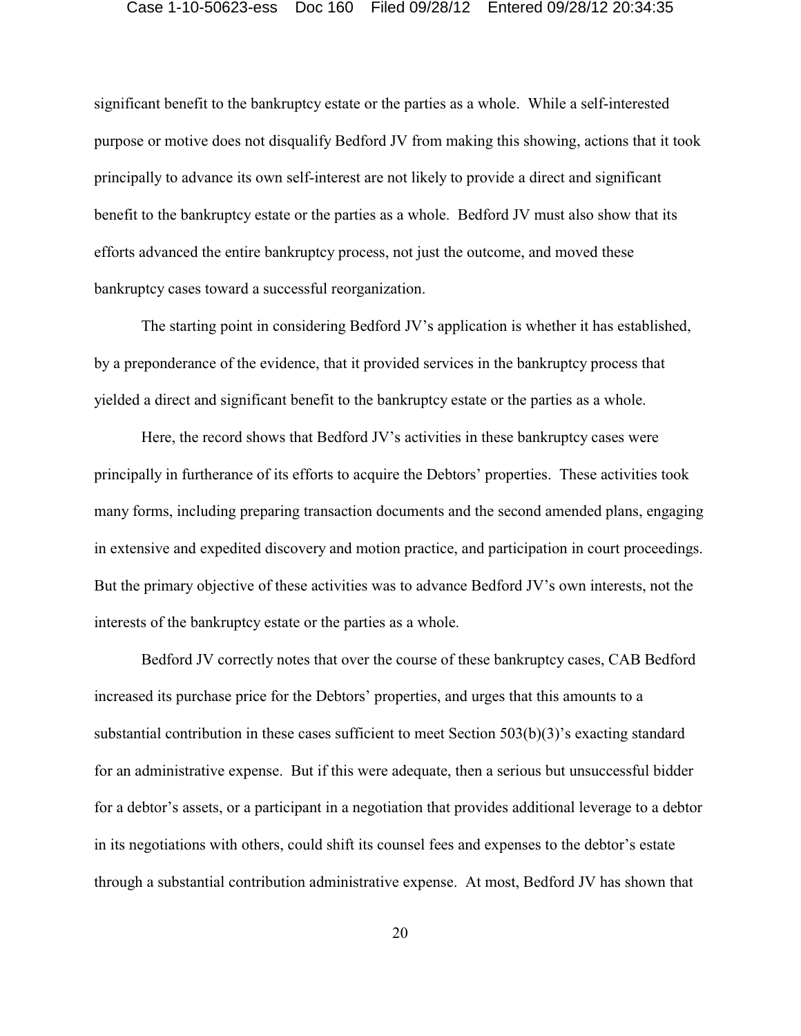significant benefit to the bankruptcy estate or the parties as a whole. While a self-interested purpose or motive does not disqualify Bedford JV from making this showing, actions that it took principally to advance its own self-interest are not likely to provide a direct and significant benefit to the bankruptcy estate or the parties as a whole. Bedford JV must also show that its efforts advanced the entire bankruptcy process, not just the outcome, and moved these bankruptcy cases toward a successful reorganization.

The starting point in considering Bedford JV's application is whether it has established, by a preponderance of the evidence, that it provided services in the bankruptcy process that yielded a direct and significant benefit to the bankruptcy estate or the parties as a whole.

Here, the record shows that Bedford JV's activities in these bankruptcy cases were principally in furtherance of its efforts to acquire the Debtors' properties. These activities took many forms, including preparing transaction documents and the second amended plans, engaging in extensive and expedited discovery and motion practice, and participation in court proceedings. But the primary objective of these activities was to advance Bedford JV's own interests, not the interests of the bankruptcy estate or the parties as a whole.

Bedford JV correctly notes that over the course of these bankruptcy cases, CAB Bedford increased its purchase price for the Debtors' properties, and urges that this amounts to a substantial contribution in these cases sufficient to meet Section 503(b)(3)'s exacting standard for an administrative expense. But if this were adequate, then a serious but unsuccessful bidder for a debtor's assets, or a participant in a negotiation that provides additional leverage to a debtor in its negotiations with others, could shift its counsel fees and expenses to the debtor's estate through a substantial contribution administrative expense. At most, Bedford JV has shown that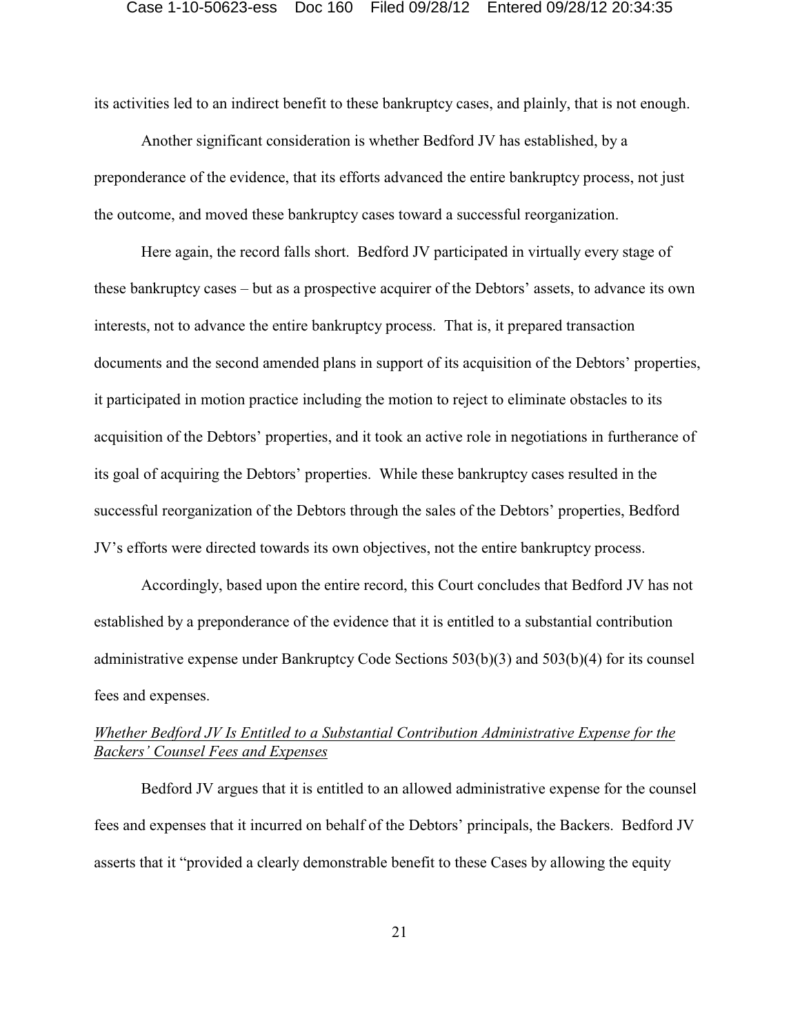its activities led to an indirect benefit to these bankruptcy cases, and plainly, that is not enough.

Another significant consideration is whether Bedford JV has established, by a preponderance of the evidence, that its efforts advanced the entire bankruptcy process, not just the outcome, and moved these bankruptcy cases toward a successful reorganization.

Here again, the record falls short. Bedford JV participated in virtually every stage of these bankruptcy cases – but as a prospective acquirer of the Debtors' assets, to advance its own interests, not to advance the entire bankruptcy process. That is, it prepared transaction documents and the second amended plans in support of its acquisition of the Debtors' properties, it participated in motion practice including the motion to reject to eliminate obstacles to its acquisition of the Debtors' properties, and it took an active role in negotiations in furtherance of its goal of acquiring the Debtors' properties. While these bankruptcy cases resulted in the successful reorganization of the Debtors through the sales of the Debtors' properties, Bedford JV's efforts were directed towards its own objectives, not the entire bankruptcy process.

Accordingly, based upon the entire record, this Court concludes that Bedford JV has not established by a preponderance of the evidence that it is entitled to a substantial contribution administrative expense under Bankruptcy Code Sections 503(b)(3) and 503(b)(4) for its counsel fees and expenses.

*Whether Bedford JV Is Entitled to a Substantial Contribution Administrative Expense for the Backers' Counsel Fees and Expenses*

Bedford JV argues that it is entitled to an allowed administrative expense for the counsel fees and expenses that it incurred on behalf of the Debtors' principals, the Backers. Bedford JV asserts that it "provided a clearly demonstrable benefit to these Cases by allowing the equity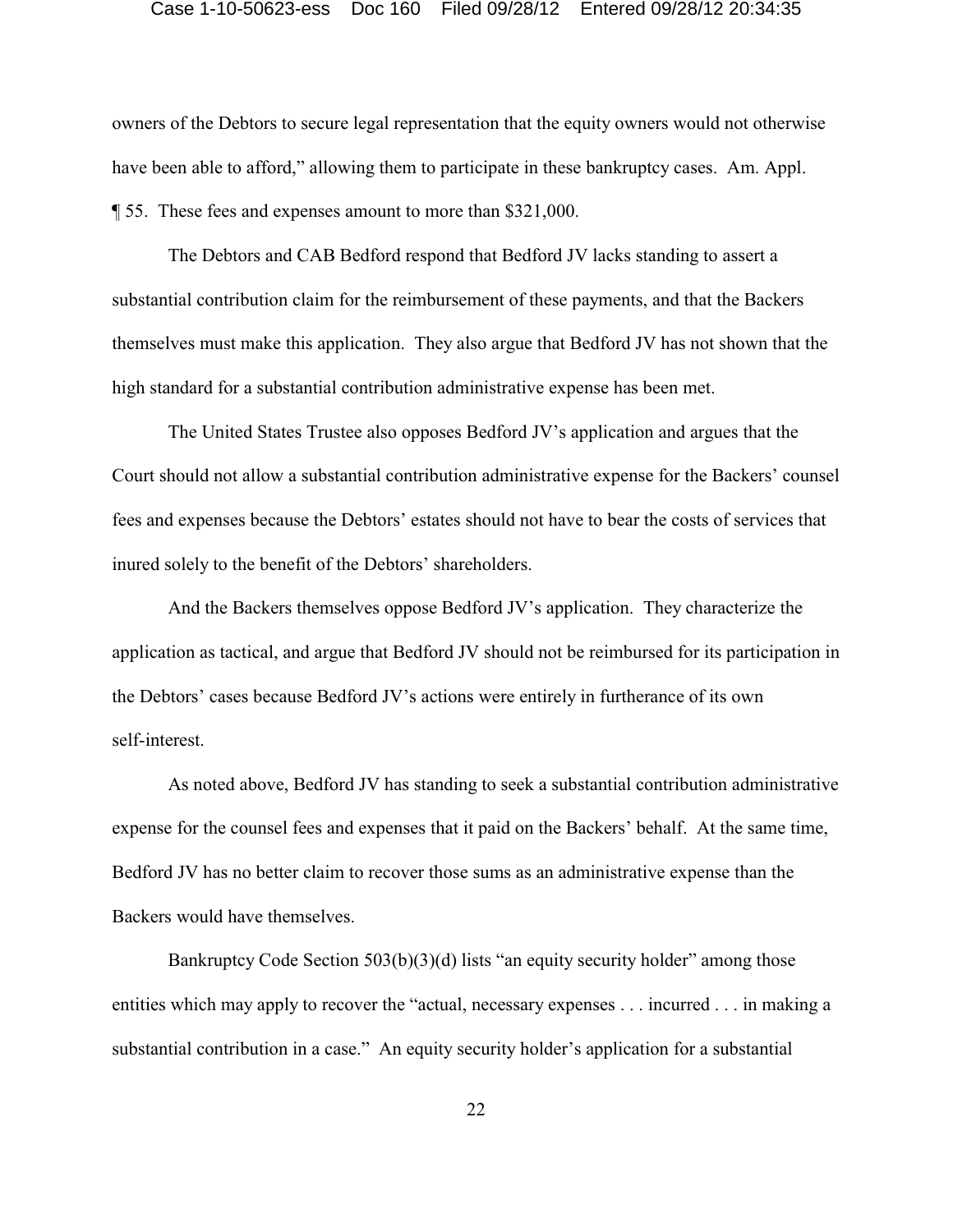owners of the Debtors to secure legal representation that the equity owners would not otherwise have been able to afford," allowing them to participate in these bankruptcy cases. Am. Appl. ¶ 55. These fees and expenses amount to more than $321,000.

The Debtors and CAB Bedford respond that Bedford JV lacks standing to assert a substantial contribution claim for the reimbursement of these payments, and that the Backers themselves must make this application. They also argue that Bedford JV has not shown that the high standard for a substantial contribution administrative expense has been met.

The United States Trustee also opposes Bedford JV's application and argues that the Court should not allow a substantial contribution administrative expense for the Backers' counsel fees and expenses because the Debtors' estates should not have to bear the costs of services that inured solely to the benefit of the Debtors' shareholders.

And the Backers themselves oppose Bedford JV's application. They characterize the application as tactical, and argue that Bedford JV should not be reimbursed for its participation in the Debtors' cases because Bedford JV's actions were entirely in furtherance of its own self-interest.

As noted above, Bedford JV has standing to seek a substantial contribution administrative expense for the counsel fees and expenses that it paid on the Backers' behalf. At the same time, Bedford JV has no better claim to recover those sums as an administrative expense than the Backers would have themselves.

Bankruptcy Code Section 503(b)(3)(d) lists "an equity security holder" among those entities which may apply to recover the "actual, necessary expenses . . . incurred . . . in making a substantial contribution in a case." An equity security holder's application for a substantial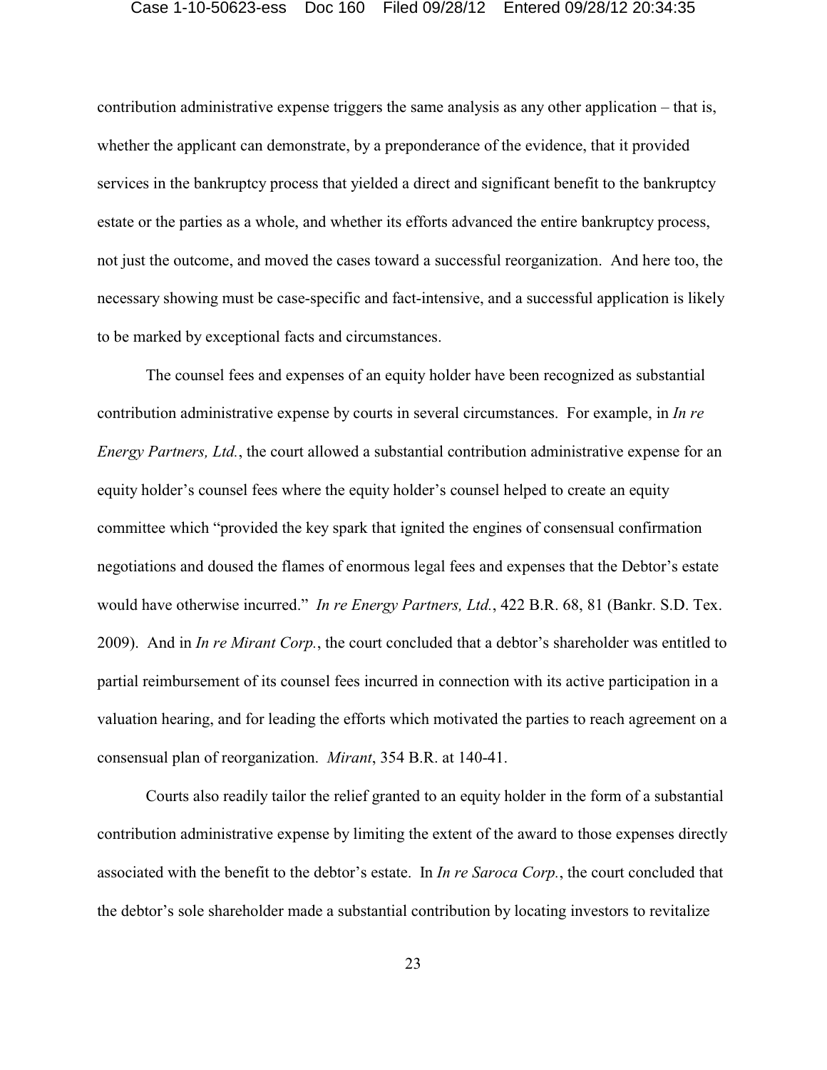contribution administrative expense triggers the same analysis as any other application – that is, whether the applicant can demonstrate, by a preponderance of the evidence, that it provided services in the bankruptcy process that yielded a direct and significant benefit to the bankruptcy estate or the parties as a whole, and whether its efforts advanced the entire bankruptcy process, not just the outcome, and moved the cases toward a successful reorganization. And here too, the necessary showing must be case-specific and fact-intensive, and a successful application is likely to be marked by exceptional facts and circumstances.

The counsel fees and expenses of an equity holder have been recognized as substantial contribution administrative expense by courts in several circumstances. For example, in *In re Energy Partners, Ltd.*, the court allowed a substantial contribution administrative expense for an equity holder's counsel fees where the equity holder's counsel helped to create an equity committee which "provided the key spark that ignited the engines of consensual confirmation negotiations and doused the flames of enormous legal fees and expenses that the Debtor's estate would have otherwise incurred." *In re Energy Partners, Ltd.*, 422 B.R. 68, 81 (Bankr. S.D. Tex. 2009). And in *In re Mirant Corp.*, the court concluded that a debtor's shareholder was entitled to partial reimbursement of its counsel fees incurred in connection with its active participation in a valuation hearing, and for leading the efforts which motivated the parties to reach agreement on a consensual plan of reorganization. *Mirant*, 354 B.R. at 140-41.

Courts also readily tailor the relief granted to an equity holder in the form of a substantial contribution administrative expense by limiting the extent of the award to those expenses directly associated with the benefit to the debtor's estate. In *In re Saroca Corp.*, the court concluded that the debtor's sole shareholder made a substantial contribution by locating investors to revitalize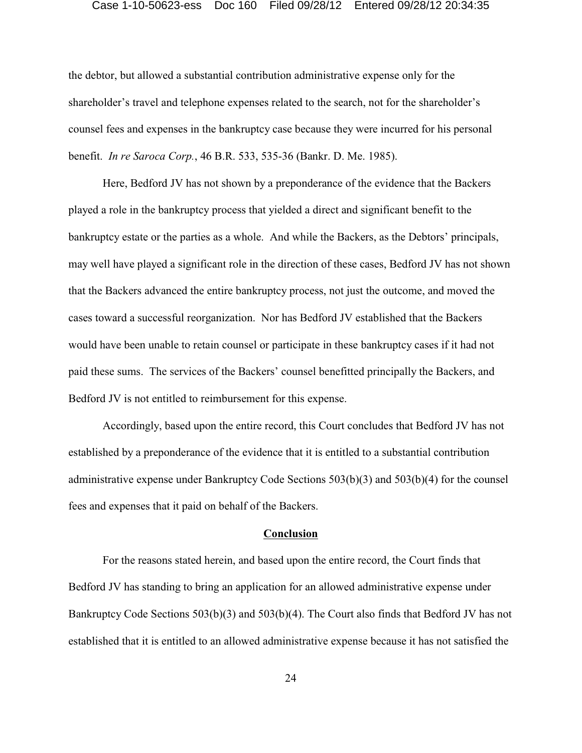the debtor, but allowed a substantial contribution administrative expense only for the shareholder's travel and telephone expenses related to the search, not for the shareholder's counsel fees and expenses in the bankruptcy case because they were incurred for his personal benefit. *In re Saroca Corp.*, 46 B.R. 533, 535-36 (Bankr. D. Me. 1985).

Here, Bedford JV has not shown by a preponderance of the evidence that the Backers played a role in the bankruptcy process that yielded a direct and significant benefit to the bankruptcy estate or the parties as a whole. And while the Backers, as the Debtors' principals, may well have played a significant role in the direction of these cases, Bedford JV has not shown that the Backers advanced the entire bankruptcy process, not just the outcome, and moved the cases toward a successful reorganization. Nor has Bedford JV established that the Backers would have been unable to retain counsel or participate in these bankruptcy cases if it had not paid these sums. The services of the Backers' counsel benefitted principally the Backers, and Bedford JV is not entitled to reimbursement for this expense.

Accordingly, based upon the entire record, this Court concludes that Bedford JV has not established by a preponderance of the evidence that it is entitled to a substantial contribution administrative expense under Bankruptcy Code Sections 503(b)(3) and 503(b)(4) for the counsel fees and expenses that it paid on behalf of the Backers.

## Conclusion

For the reasons stated herein, and based upon the entire record, the Court finds that Bedford JV has standing to bring an application for an allowed administrative expense under Bankruptcy Code Sections 503(b)(3) and 503(b)(4). The Court also finds that Bedford JV has not established that it is entitled to an allowed administrative expense because it has not satisfied the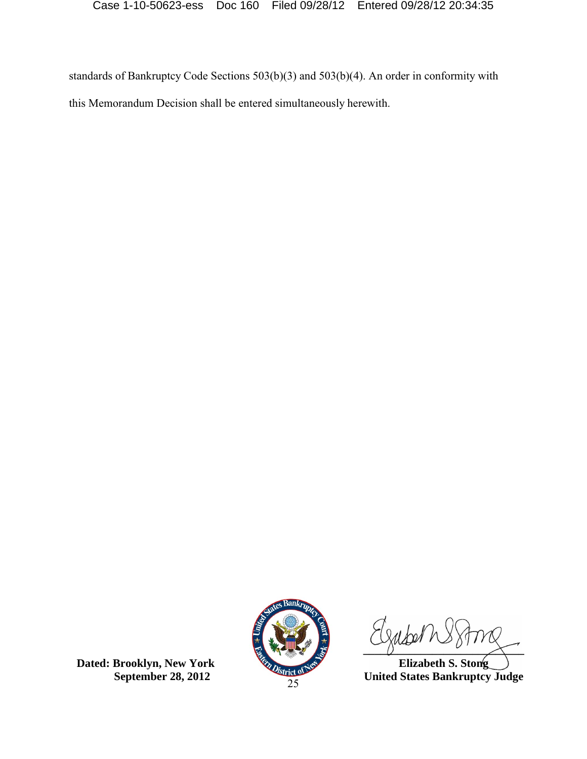standards of Bankruptcy Code Sections 503(b)(3) and 503(b)(4). An order in conformity with this Memorandum Decision shall be entered simultaneously herewith.

**Dated: Brooklyn, New York**
**September 28, 2012**

**Elizabeth S. Stong**
**United States Bankruptcy Judge**